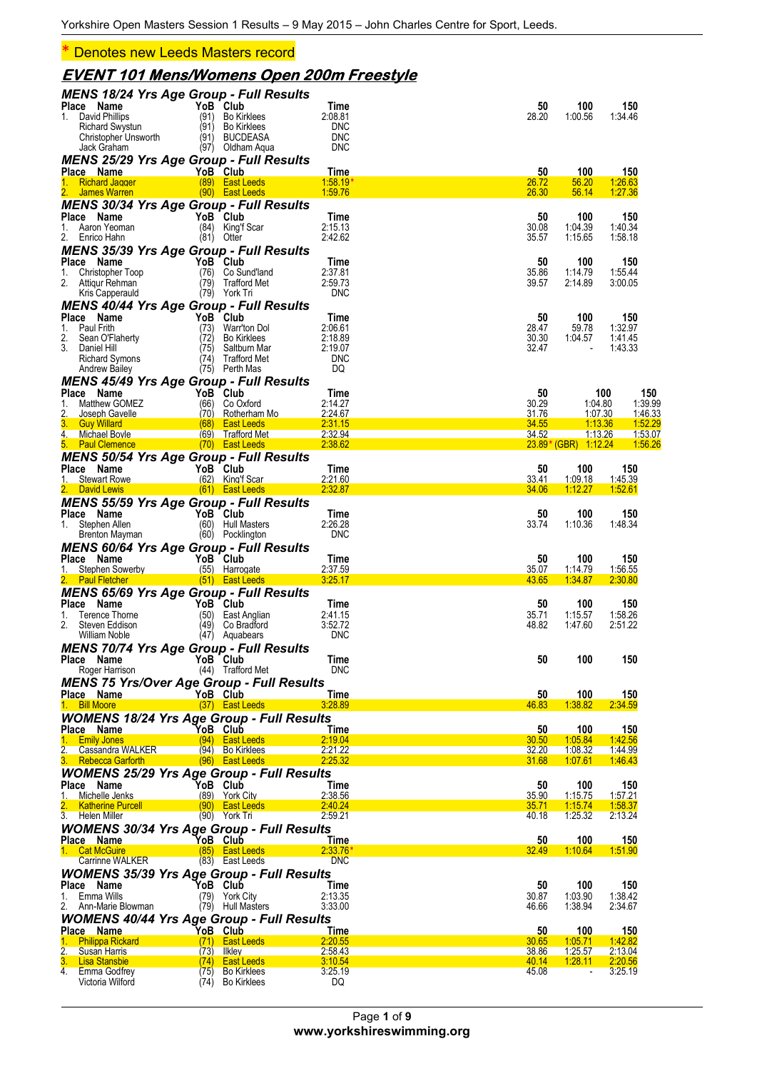\* Denotes new Leeds Masters record

# EVENT 101 Mens/Womens Open 200m Freestyle

## MENS 18/24 Yrs Age Group - Full Results

| Place | Name | YoB | Club | Time | 50 | 100 | 150 |
|---|---|---|---|---|---|---|---|
| 1. | David Phillips | (91) | Bo Kirklees | 2:08.81 | 28.20 | 1:00.56 | 1:34.46 |
| | Richard Swystun | (91) | Bo Kirklees | DNC | | | |
| | Christopher Unsworth | (91) | BUCDEASA | DNC | | | |
| | Jack Graham | (97) | Oldham Aqua | DNC | | | |

## MENS 25/29 Yrs Age Group - Full Results

| Place | Name | YoB | Club | Time | 50 | 100 | 150 |
|---|---|---|---|---|---|---|---|
| 1. | Richard Jagger | (89) | East Leeds | 1:58.19* | 26.72 | 56.20 | 1:26.63 |
| 2. | James Warren | (90) | East Leeds | 1:59.76 | 26.30 | 56.14 | 1:27.36 |

## MENS 30/34 Yrs Age Group - Full Results

| Place | Name | YoB | Club | Time | 50 | 100 | 150 |
|---|---|---|---|---|---|---|---|
| 1. | Aaron Yeoman | (84) | King'f Scar | 2:15.13 | 30.08 | 1:04.39 | 1:40.34 |
| 2. | Enrico Hahn | (81) | Otter | 2:42.62 | 35.57 | 1:15.65 | 1:58.18 |

## MENS 35/39 Yrs Age Group - Full Results

| Place | Name | YoB | Club | Time | 50 | 100 | 150 |
|---|---|---|---|---|---|---|---|
| 1. | Christopher Toop | (76) | Co Sund'land | 2:37.81 | 35.86 | 1:14.79 | 1:55.44 |
| 2. | Attiqur Rehman | (79) | Trafford Met | 2:59.73 | 39.57 | 2:14.89 | 3:00.05 |
| | Kris Capperauld | (79) | York Tri | DNC | | | |

## MENS 40/44 Yrs Age Group - Full Results

| Place | Name | YoB | Club | Time | 50 | 100 | 150 |
|---|---|---|---|---|---|---|---|
| 1. | Paul Frith | (73) | Warr'ton Dol | 2:06.61 | 28.47 | 59.78 | 1:32.97 |
| 2. | Sean O'Flaherty | (72) | Bo Kirklees | 2:18.89 | 30.30 | 1:04.57 | 1:41.45 |
| 3. | Daniel Hill | (75) | Saltburn Mar | 2:19.07 | 32.47 | - | 1:43.33 |
| | Richard Symons | (74) | Trafford Met | DNC | | | |
| | Andrew Bailey | (75) | Perth Mas | DQ | | | |

## MENS 45/49 Yrs Age Group - Full Results

| Place | Name | YoB | Club | Time | 50 | 100 | 150 |
|---|---|---|---|---|---|---|---|
| 1. | Matthew GOMEZ | (66) | Co Oxford | 2:14.27 | 30.29 | 1:04.80 | 1:39.99 |
| 2. | Joseph Gavelle | (70) | Rotherham Mo | 2:24.67 | 31.76 | 1:07.30 | 1:46.33 |
| 3. | Guy Willard | (68) | East Leeds | 2:31.15 | 34.55 | 1:13.36 | 1:52.29 |
| 4. | Michael Boyle | (69) | Trafford Met | 2:32.94 | 34.52 | 1:13.26 | 1:53.07 |
| 5. | Paul Clemence | (70) | East Leeds | 2:38.62 | 23.89* (GBR) | 1:12.24 | 1:56.26 |

## MENS 50/54 Yrs Age Group - Full Results

| Place | Name | YoB | Club | Time | 50 | 100 | 150 |
|---|---|---|---|---|---|---|---|
| 1. | Stewart Rowe | (62) | King'f Scar | 2:21.60 | 33.41 | 1:09.18 | 1:45.39 |
| 2. | David Lewis | (61) | East Leeds | 2:32.87 | 34.06 | 1:12.27 | 1:52.61 |

## MENS 55/59 Yrs Age Group - Full Results

| Place | Name | YoB | Club | Time | 50 | 100 | 150 |
|---|---|---|---|---|---|---|---|
| 1. | Stephen Allen | (60) | Hull Masters | 2:26.28 | 33.74 | 1:10.36 | 1:48.34 |
| | Brenton Mayman | (60) | Pocklington | DNC | | | |

## MENS 60/64 Yrs Age Group - Full Results

| Place | Name | YoB | Club | Time | 50 | 100 | 150 |
|---|---|---|---|---|---|---|---|
| 1. | Stephen Sowerby | (55) | Harrogate | 2:37.59 | 35.07 | 1:14.79 | 1:56.55 |
| 2. | Paul Fletcher | (51) | East Leeds | 3:25.17 | 43.65 | 1:34.87 | 2:30.80 |

## MENS 65/69 Yrs Age Group - Full Results

| Place | Name | YoB | Club | Time | 50 | 100 | 150 |
|---|---|---|---|---|---|---|---|
| 1. | Terence Thorne | (50) | East Anglian | 2:41.15 | 35.71 | 1:15.57 | 1:58.26 |
| 2. | Steven Eddison | (49) | Co Bradford | 3:52.72 | 48.82 | 1:47.60 | 2:51.22 |
| | William Noble | (47) | Aquabears | DNC | | | |

## MENS 70/74 Yrs Age Group - Full Results

| Place | Name | YoB | Club | Time | 50 | 100 | 150 |
|---|---|---|---|---|---|---|---|
| | Roger Harrison | (44) | Trafford Met | DNC | | | |

## MENS 75 Yrs/Over Age Group - Full Results

| Place | Name | YoB | Club | Time | 50 | 100 | 150 |
|---|---|---|---|---|---|---|---|
| 1. | Bill Moore | (37) | East Leeds | 3:28.89 | 46.83 | 1:38.82 | 2:34.59 |

## WOMENS 18/24 Yrs Age Group - Full Results

| Place | Name | YoB | Club | Time | 50 | 100 | 150 |
|---|---|---|---|---|---|---|---|
| 1. | Emily Jones | (94) | East Leeds | 2:19.04 | 30.50 | 1:05.84 | 1:42.56 |
| 2. | Cassandra WALKER | (94) | Bo Kirklees | 2:21.22 | 32.20 | 1:08.32 | 1:44.99 |
| 3. | Rebecca Garforth | (96) | East Leeds | 2:25.32 | 31.68 | 1:07.61 | 1:46.43 |

## WOMENS 25/29 Yrs Age Group - Full Results

| Place | Name | YoB | Club | Time | 50 | 100 | 150 |
|---|---|---|---|---|---|---|---|
| 1. | Michelle Jenks | (89) | York City | 2:38.56 | 35.90 | 1:15.75 | 1:57.21 |
| 2. | Katherine Purcell | (90) | East Leeds | 2:40.24 | 35.71 | 1:15.74 | 1:58.37 |
| 3. | Helen Miller | (90) | York Tri | 2:59.21 | 40.18 | 1:25.32 | 2:13.24 |

## WOMENS 30/34 Yrs Age Group - Full Results

| Place | Name | YoB | Club | Time | 50 | 100 | 150 |
|---|---|---|---|---|---|---|---|
| 1. | Cat McGuire | (85) | East Leeds | 2:33.76* | 32.49 | 1:10.64 | 1:51.90 |
| | Carrinne WALKER | (83) | East Leeds | DNC | | | |

## WOMENS 35/39 Yrs Age Group - Full Results

| Place | Name | YoB | Club | Time | 50 | 100 | 150 |
|---|---|---|---|---|---|---|---|
| 1. | Emma Wills | (79) | York City | 2:13.35 | 30.87 | 1:03.90 | 1:38.42 |
| 2. | Ann-Marie Blowman | (79) | Hull Masters | 3:33.00 | 46.66 | 1:38.94 | 2:34.67 |

## WOMENS 40/44 Yrs Age Group - Full Results

| Place | Name | YoB | Club | Time | 50 | 100 | 150 |
|---|---|---|---|---|---|---|---|
| 1. | Philippa Rickard | (71) | East Leeds | 2:20.55 | 30.65 | 1:05.71 | 1:42.82 |
| 2. | Susan Harris | (73) | Ilkley | 2:58.43 | 38.86 | 1:25.57 | 2:13.04 |
| 3. | Lisa Stansbie | (74) | East Leeds | 3:10.54 | 40.14 | 1:28.11 | 2:20.56 |
| 4. | Emma Godfrey | (75) | Bo Kirklees | 3:25.19 | 45.08 | - | 3:25.19 |
| | Victoria Wilford | (74) | Bo Kirklees | DQ | | | |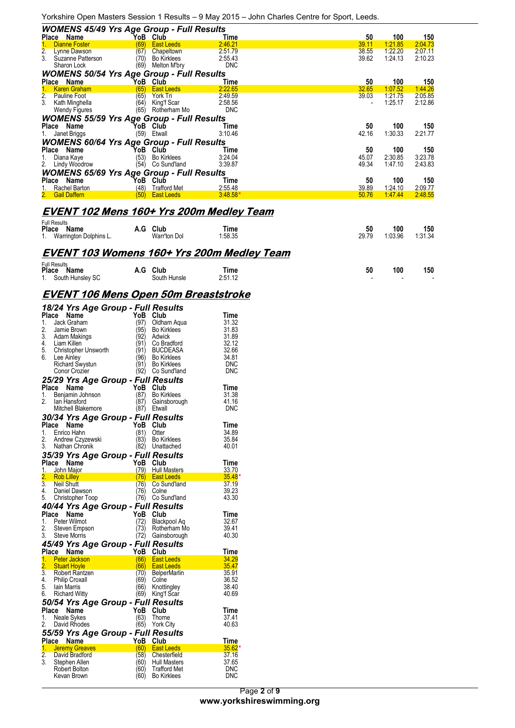### WOMENS 45/49 Yrs Age Group - Full Results

| Place | Name | YoB | Club | Time | 50 | 100 | 150 |
|---|---|---|---|---|---|---|---|
| 1. | Dianne Foster | (69) | East Leeds | 2:46.21 | 39.11 | 1:21.85 | 2:04.73 |
| 2. | Lynne Dawson | (67) | Chapeltown | 2:51.79 | 38.55 | 1:22.20 | 2:07.11 |
| 3. | Suzanne Patterson | (70) | Bo Kirklees | 2:55.43 | 39.62 | 1:24.13 | 2:10.23 |
| | Sharon Lock | (69) | Melton M'bry | DNC | | | |

### WOMENS 50/54 Yrs Age Group - Full Results

| Place | Name | YoB | Club | Time | 50 | 100 | 150 |
|---|---|---|---|---|---|---|---|
| 1. | Karen Graham | (65) | East Leeds | 2:22.65 | 32.65 | 1:07.52 | 1:44.26 |
| 2. | Pauline Foot | (65) | York Tri | 2:49.59 | 39.03 | 1:21.75 | 2:05.85 |
| 3. | Kath Minghella | (64) | King'f Scar | 2:58.56 | - | 1:25.17 | 2:12.86 |
| | Wendy Figures | (65) | Rotherham Mo | DNC | | | |

### WOMENS 55/59 Yrs Age Group - Full Results

| Place | Name | YoB | Club | Time | 50 | 100 | 150 |
|---|---|---|---|---|---|---|---|
| 1. | Janet Briggs | (59) | Etwall | 3:10.46 | 42.16 | 1:30.33 | 2:21.77 |

### WOMENS 60/64 Yrs Age Group - Full Results

| Place | Name | YoB | Club | Time | 50 | 100 | 150 |
|---|---|---|---|---|---|---|---|
| 1. | Diana Kaye | (53) | Bo Kirklees | 3:24.04 | 45.07 | 2:30.85 | 3:23.78 |
| 2. | Lindy Woodrow | (54) | Co Sund'land | 3:39.87 | 49.34 | 1:47.10 | 2:43.83 |

### WOMENS 65/69 Yrs Age Group - Full Results

| Place | Name | YoB | Club | Time | 50 | 100 | 150 |
|---|---|---|---|---|---|---|---|
| 1. | Rachel Barton | (48) | Trafford Met | 2:55.48 | 39.89 | 1:24.10 | 2:09.77 |
| 2. | Gail Daffern | (50) | East Leeds | 3:48.58* | 50.76 | 1:47.44 | 2:48.55 |

## EVENT 102 Mens 160+ Yrs 200m Medley Team

Full Results

| Place | Name | A.G | Club | Time | 50 | 100 | 150 |
|---|---|---|---|---|---|---|---|
| 1. | Warrington Dolphins L. | | Warr'ton Dol | 1:58.35 | 29.79 | 1:03.96 | 1:31.34 |

## EVENT 103 Womens 160+ Yrs 200m Medley Team

Full Results

| Place | Name | A.G | Club | Time | 50 | 100 | 150 |
|---|---|---|---|---|---|---|---|
| 1. | South Hunsley SC | | South Hunsle | 2:51.12 | - | - | - |

## EVENT 106 Mens Open 50m Breaststroke

### 18/24 Yrs Age Group - Full Results

| Place | Name | YoB | Club | Time |
|---|---|---|---|---|
| 1. | Jack Graham | (97) | Oldham Aqua | 31.32 |
| 2. | Jamie Brown | (95) | Bo Kirklees | 31.83 |
| 3. | Adam Makings | (92) | Adwick | 31.89 |
| 4. | Liam Killen | (91) | Co Bradford | 32.12 |
| 5. | Christopher Unsworth | (91) | BUCDEASA | 32.66 |
| 6. | Lee Ainley | (96) | Bo Kirklees | 34.81 |
| | Richard Swystun | (91) | Bo Kirklees | DNC |
| | Conor Crozier | (92) | Co Sund'land | DNC |

### 25/29 Yrs Age Group - Full Results

| Place | Name | YoB | Club | Time |
|---|---|---|---|---|
| 1. | Benjamin Johnson | (87) | Bo Kirklees | 31.38 |
| 2. | Ian Hansford | (87) | Gainsborough | 41.16 |
| | Mitchell Blakemore | (87) | Etwall | DNC |

### 30/34 Yrs Age Group - Full Results

| Place | Name | YoB | Club | Time |
|---|---|---|---|---|
| 1. | Enrico Hahn | (81) | Otter | 34.89 |
| 2. | Andrew Czyzewski | (83) | Bo Kirklees | 35.84 |
| 3. | Nathan Chronik | (82) | Unattached | 40.01 |

### 35/39 Yrs Age Group - Full Results

| Place | Name | YoB | Club | Time |
|---|---|---|---|---|
| 1. | John Major | (79) | Hull Masters | 33.70 |
| 2. | Rob Lilley | (76) | East Leeds | 35.48* |
| 3. | Neil Shutt | (76) | Co Sund'land | 37.19 |
| 4. | Daniel Dawson | (76) | Colne | 39.23 |
| 5. | Christopher Toop | (76) | Co Sund'land | 43.30 |

### 40/44 Yrs Age Group - Full Results

| Place | Name | YoB | Club | Time |
|---|---|---|---|---|
| 1. | Peter Wilmot | (72) | Blackpool Aq | 32.67 |
| 2. | Steven Empson | (73) | Rotherham Mo | 39.41 |
| 3. | Steve Morris | (72) | Gainsborough | 40.30 |

### 45/49 Yrs Age Group - Full Results

| Place | Name | YoB | Club | Time |
|---|---|---|---|---|
| 1. | Peter Jackson | (66) | East Leeds | 34.29 |
| 2. | Stuart Hoyle | (66) | East Leeds | 35.47 |
| 3. | Robert Rantzen | (70) | BelperMarlin | 35.91 |
| 4. | Philip Croxall | (69) | Colne | 36.52 |
| 5. | Iain Marris | (66) | Knottingley | 38.40 |
| 6. | Richard Witty | (69) | King'f Scar | 40.69 |

### 50/54 Yrs Age Group - Full Results

| Place | Name | YoB | Club | Time |
|---|---|---|---|---|
| 1. | Neale Sykes | (63) | Thorne | 37.41 |
| 2. | David Rhodes | (65) | York City | 40.63 |

### 55/59 Yrs Age Group - Full Results

| Place | Name | YoB | Club | Time |
|---|---|---|---|---|
| 1. | Jeremy Greaves | (60) | East Leeds | 35.62* |
| 2. | David Bradford | (58) | Chesterfield | 37.16 |
| 3. | Stephen Allen | (60) | Hull Masters | 37.65 |
| | Robert Bolton | (60) | Trafford Met | DNC |
| | Kevan Brown | (60) | Bo Kirklees | DNC |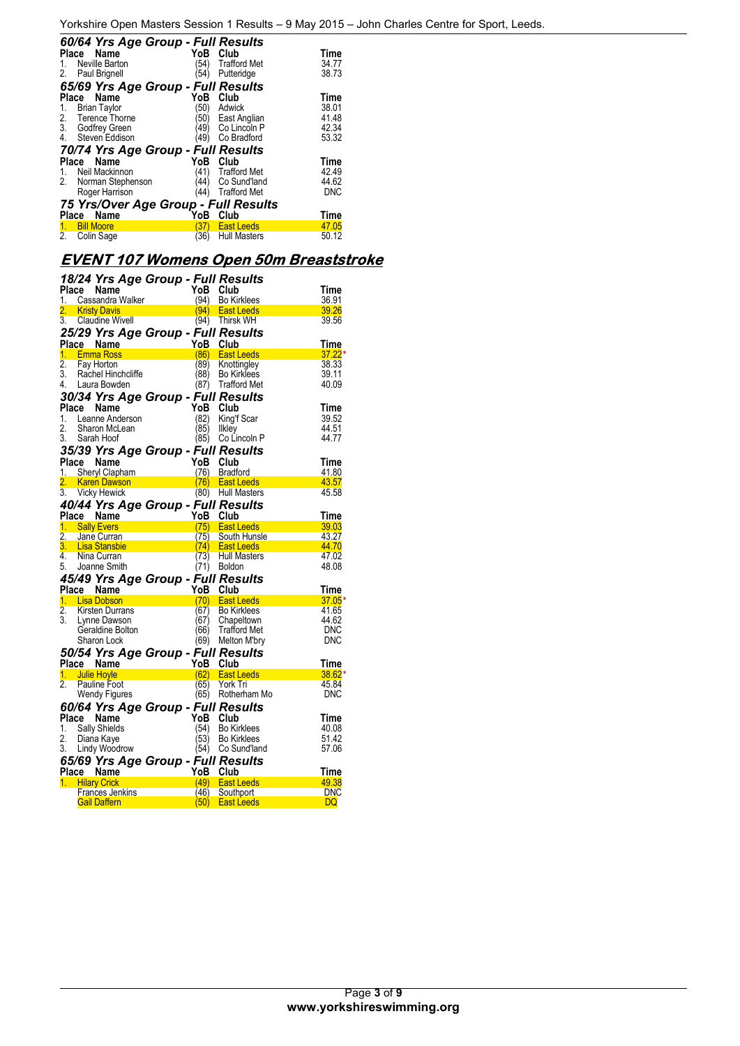### 60/64 Yrs Age Group - Full Results

| Place | Name | YoB | Club | Time |
|---|---|---|---|---|
| 1. | Neville Barton | (54) | Trafford Met | 34.77 |
| 2. | Paul Brignell | (54) | Putteridge | 38.73 |

### 65/69 Yrs Age Group - Full Results

| Place | Name | YoB | Club | Time |
|---|---|---|---|---|
| 1. | Brian Taylor | (50) | Adwick | 38.01 |
| 2. | Terence Thorne | (50) | East Anglian | 41.48 |
| 3. | Godfrey Green | (49) | Co Lincoln P | 42.34 |
| 4. | Steven Eddison | (49) | Co Bradford | 53.32 |

### 70/74 Yrs Age Group - Full Results

| Place | Name | YoB | Club | Time |
|---|---|---|---|---|
| 1. | Neil Mackinnon | (41) | Trafford Met | 42.49 |
| 2. | Norman Stephenson | (44) | Co Sund'land | 44.62 |
| | Roger Harrison | (44) | Trafford Met | DNC |

### 75 Yrs/Over Age Group - Full Results

| Place | Name | YoB | Club | Time |
|---|---|---|---|---|
| 1. | Bill Moore | (37) | East Leeds | 47.05 |
| 2. | Colin Sage | (36) | Hull Masters | 50.12 |

## EVENT 107 Womens Open 50m Breaststroke

### 18/24 Yrs Age Group - Full Results

| Place | Name | YoB | Club | Time |
|---|---|---|---|---|
| 1. | Cassandra Walker | (94) | Bo Kirklees | 36.91 |
| 2. | Kristy Davis | (94) | East Leeds | 39.26 |
| 3. | Claudine Wivell | (94) | Thirsk WH | 39.56 |

### 25/29 Yrs Age Group - Full Results

| Place | Name | YoB | Club | Time |
|---|---|---|---|---|
| 1. | Emma Ross | (86) | East Leeds | 37.22* |
| 2. | Fay Horton | (89) | Knottingley | 38.33 |
| 3. | Rachel Hinchcliffe | (88) | Bo Kirklees | 39.11 |
| 4. | Laura Bowden | (87) | Trafford Met | 40.09 |

### 30/34 Yrs Age Group - Full Results

| Place | Name | YoB | Club | Time |
|---|---|---|---|---|
| 1. | Leanne Anderson | (82) | King'f Scar | 39.52 |
| 2. | Sharon McLean | (85) | Ilkley | 44.51 |
| 3. | Sarah Hoof | (85) | Co Lincoln P | 44.77 |

### 35/39 Yrs Age Group - Full Results

| Place | Name | YoB | Club | Time |
|---|---|---|---|---|
| 1. | Sheryl Clapham | (76) | Bradford | 41.80 |
| 2. | Karen Dawson | (76) | East Leeds | 43.57 |
| 3. | Vicky Hewick | (80) | Hull Masters | 45.58 |

### 40/44 Yrs Age Group - Full Results

| Place | Name | YoB | Club | Time |
|---|---|---|---|---|
| 1. | Sally Evers | (75) | East Leeds | 39.03 |
| 2. | Jane Curran | (75) | South Hunsle | 43.27 |
| 3. | Lisa Stansbie | (74) | East Leeds | 44.70 |
| 4. | Nina Curran | (73) | Hull Masters | 47.02 |
| 5. | Joanne Smith | (71) | Boldon | 48.08 |

### 45/49 Yrs Age Group - Full Results

| Place | Name | YoB | Club | Time |
|---|---|---|---|---|
| 1. | Lisa Dobson | (70) | East Leeds | 37.05* |
| 2. | Kirsten Durrans | (67) | Bo Kirklees | 41.65 |
| 3. | Lynne Dawson | (67) | Chapeltown | 44.62 |
| | Geraldine Bolton | (66) | Trafford Met | DNC |
| | Sharon Lock | (69) | Melton M'bry | DNC |

### 50/54 Yrs Age Group - Full Results

| Place | Name | YoB | Club | Time |
|---|---|---|---|---|
| 1. | Julie Hoyle | (62) | East Leeds | 38.62* |
| 2. | Pauline Foot | (65) | York Tri | 45.84 |
| | Wendy Figures | (65) | Rotherham Mo | DNC |

### 60/64 Yrs Age Group - Full Results

| Place | Name | YoB | Club | Time |
|---|---|---|---|---|
| 1. | Sally Shields | (54) | Bo Kirklees | 40.08 |
| 2. | Diana Kaye | (53) | Bo Kirklees | 51.42 |
| 3. | Lindy Woodrow | (54) | Co Sund'land | 57.06 |

### 65/69 Yrs Age Group - Full Results

| Place | Name | YoB | Club | Time |
|---|---|---|---|---|
| 1. | Hilary Crick | (49) | East Leeds | 49.38 |
| | Frances Jenkins | (46) | Southport | DNC |
| | Gail Daffern | (50) | East Leeds | DQ |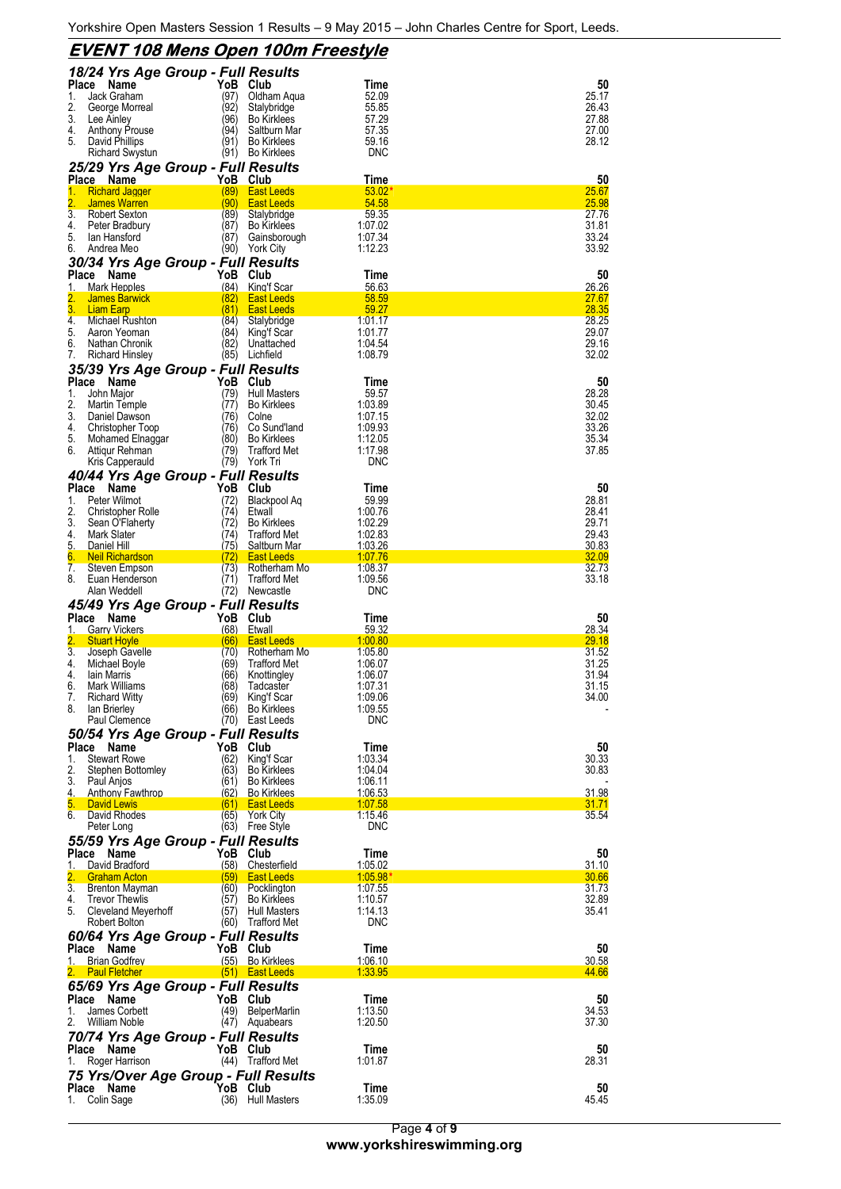# EVENT 108 Mens Open 100m Freestyle

## 18/24 Yrs Age Group - Full Results

| Place | Name | YoB | Club | Time | 50 |
|---|---|---|---|---|---|
| 1. | Jack Graham | (97) | Oldham Aqua | 52.09 | 25.17 |
| 2. | George Morreal | (92) | Stalybridge | 55.85 | 26.43 |
| 3. | Lee Ainley | (96) | Bo Kirklees | 57.29 | 27.88 |
| 4. | Anthony Prouse | (94) | Saltburn Mar | 57.35 | 27.00 |
| 5. | David Phillips | (91) | Bo Kirklees | 59.16 | 28.12 |
| | Richard Swystun | (91) | Bo Kirklees | DNC | |

## 25/29 Yrs Age Group - Full Results

| Place | Name | YoB | Club | Time | 50 |
|---|---|---|---|---|---|
| 1. | Richard Jagger | (89) | East Leeds | 53.02* | 25.67 |
| 2. | James Warren | (90) | East Leeds | 54.58 | 25.98 |
| 3. | Robert Sexton | (89) | Stalybridge | 59.35 | 27.76 |
| 4. | Peter Bradbury | (87) | Bo Kirklees | 1:07.02 | 31.81 |
| 5. | Ian Hansford | (87) | Gainsborough | 1:07.34 | 33.24 |
| 6. | Andrea Meo | (90) | York City | 1:12.23 | 33.92 |

## 30/34 Yrs Age Group - Full Results

| Place | Name | YoB | Club | Time | 50 |
|---|---|---|---|---|---|
| 1. | Mark Hepples | (84) | King'f Scar | 56.63 | 26.26 |
| 2. | James Barwick | (82) | East Leeds | 58.59 | 27.67 |
| 3. | Liam Earp | (81) | East Leeds | 59.27 | 28.35 |
| 4. | Michael Rushton | (84) | Stalybridge | 1:01.17 | 28.25 |
| 5. | Aaron Yeoman | (84) | King'f Scar | 1:01.77 | 29.07 |
| 6. | Nathan Chronik | (82) | Unattached | 1:04.54 | 29.16 |
| 7. | Richard Hinsley | (85) | Lichfield | 1:08.79 | 32.02 |

## 35/39 Yrs Age Group - Full Results

| Place | Name | YoB | Club | Time | 50 |
|---|---|---|---|---|---|
| 1. | John Major | (79) | Hull Masters | 59.57 | 28.28 |
| 2. | Martin Temple | (77) | Bo Kirklees | 1:03.89 | 30.45 |
| 3. | Daniel Dawson | (76) | Colne | 1:07.15 | 32.02 |
| 4. | Christopher Toop | (76) | Co Sund'land | 1:09.93 | 33.26 |
| 5. | Mohamed Elnaggar | (80) | Bo Kirklees | 1:12.05 | 35.34 |
| 6. | Attiqur Rehman | (79) | Trafford Met | 1:17.98 | 37.85 |
| | Kris Capperauld | (79) | York Tri | DNC | |

## 40/44 Yrs Age Group - Full Results

| Place | Name | YoB | Club | Time | 50 |
|---|---|---|---|---|---|
| 1. | Peter Wilmot | (72) | Blackpool Aq | 59.99 | 28.81 |
| 2. | Christopher Rolle | (74) | Etwall | 1:00.76 | 28.41 |
| 3. | Sean O'Flaherty | (72) | Bo Kirklees | 1:02.29 | 29.71 |
| 4. | Mark Slater | (74) | Trafford Met | 1:02.83 | 29.43 |
| 5. | Daniel Hill | (75) | Saltburn Mar | 1:03.26 | 30.83 |
| 6. | Neil Richardson | (72) | East Leeds | 1:07.76 | 32.09 |
| 7. | Steven Empson | (73) | Rotherham Mo | 1:08.37 | 32.73 |
| 8. | Euan Henderson | (71) | Trafford Met | 1:09.56 | 33.18 |
| | Alan Weddell | (72) | Newcastle | DNC | |

## 45/49 Yrs Age Group - Full Results

| Place | Name | YoB | Club | Time | 50 |
|---|---|---|---|---|---|
| 1. | Garry Vickers | (68) | Etwall | 59.32 | 28.34 |
| 2. | Stuart Hoyle | (66) | East Leeds | 1:00.80 | 29.18 |
| 3. | Joseph Gavelle | (70) | Rotherham Mo | 1:05.80 | 31.52 |
| 4. | Michael Boyle | (69) | Trafford Met | 1:06.07 | 31.25 |
| 4. | Iain Marris | (66) | Knottingley | 1:06.07 | 31.94 |
| 6. | Mark Williams | (68) | Tadcaster | 1:07.31 | 31.15 |
| 7. | Richard Witty | (69) | King'f Scar | 1:09.06 | 34.00 |
| 8. | Ian Brierley | (66) | Bo Kirklees | 1:09.55 | - |
| | Paul Clemence | (70) | East Leeds | DNC | |

## 50/54 Yrs Age Group - Full Results

| Place | Name | YoB | Club | Time | 50 |
|---|---|---|---|---|---|
| 1. | Stewart Rowe | (62) | King'f Scar | 1:03.34 | 30.33 |
| 2. | Stephen Bottomley | (63) | Bo Kirklees | 1:04.04 | 30.83 |
| 3. | Paul Anjos | (61) | Bo Kirklees | 1:06.11 | - |
| 4. | Anthony Fawthrop | (62) | Bo Kirklees | 1:06.53 | 31.98 |
| 5. | David Lewis | (61) | East Leeds | 1:07.58 | 31.71 |
| 6. | David Rhodes | (65) | York City | 1:15.46 | 35.54 |
| | Peter Long | (63) | Free Style | DNC | |

## 55/59 Yrs Age Group - Full Results

| Place | Name | YoB | Club | Time | 50 |
|---|---|---|---|---|---|
| 1. | David Bradford | (58) | Chesterfield | 1:05.02 | 31.10 |
| 2. | Graham Acton | (59) | East Leeds | 1:05.98* | 30.66 |
| 3. | Brenton Mayman | (60) | Pocklington | 1:07.55 | 31.73 |
| 4. | Trevor Thewlis | (57) | Bo Kirklees | 1:10.57 | 32.89 |
| 5. | Cleveland Meyerhoff | (57) | Hull Masters | 1:14.13 | 35.41 |
| | Robert Bolton | (60) | Trafford Met | DNC | |

## 60/64 Yrs Age Group - Full Results

| Place | Name | YoB | Club | Time | 50 |
|---|---|---|---|---|---|
| 1. | Brian Godfrey | (55) | Bo Kirklees | 1:06.10 | 30.58 |
| 2. | Paul Fletcher | (51) | East Leeds | 1:33.95 | 44.66 |

## 65/69 Yrs Age Group - Full Results

| Place | Name | YoB | Club | Time | 50 |
|---|---|---|---|---|---|
| 1. | James Corbett | (49) | BelperMarlin | 1:13.50 | 34.53 |
| 2. | William Noble | (47) | Aquabears | 1:20.50 | 37.30 |

## 70/74 Yrs Age Group - Full Results

| Place | Name | YoB | Club | Time | 50 |
|---|---|---|---|---|---|
| 1. | Roger Harrison | (44) | Trafford Met | 1:01.87 | 28.31 |

## 75 Yrs/Over Age Group - Full Results

| Place | Name | YoB | Club | Time | 50 |
|---|---|---|---|---|---|
| 1. | Colin Sage | (36) | Hull Masters | 1:35.09 | 45.45 |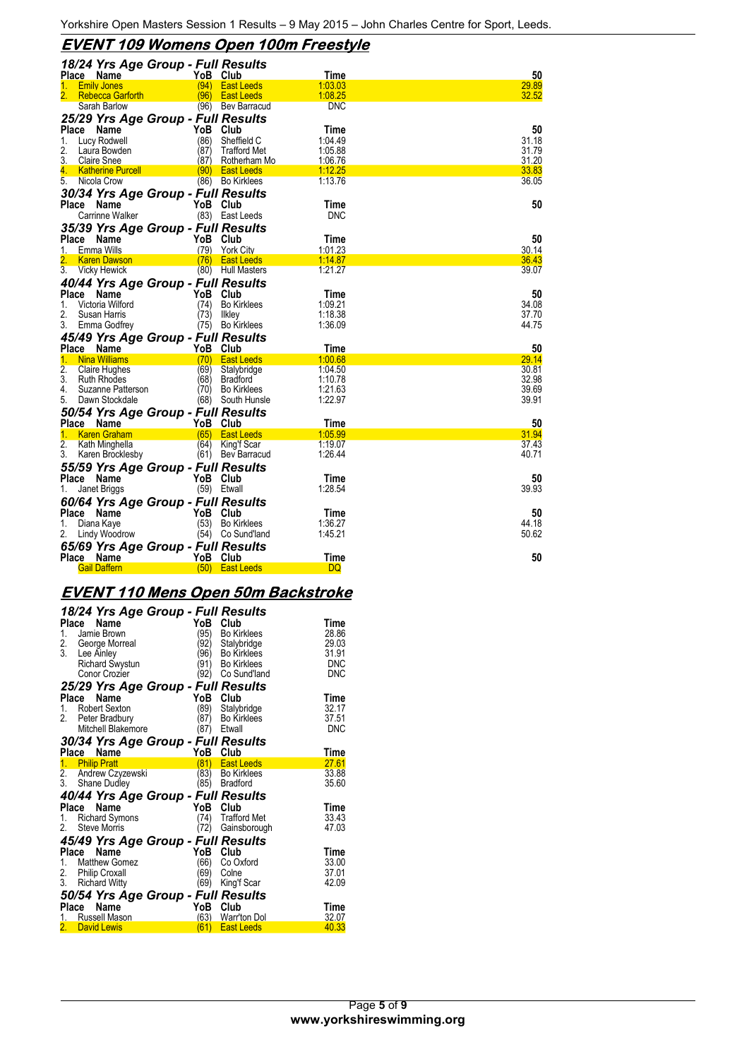## EVENT 109 Womens Open 100m Freestyle

### 18/24 Yrs Age Group - Full Results

| Place | Name | YoB | Club | Time | 50 |
|---|---|---|---|---|---|
| 1. | Emily Jones | (94) | East Leeds | 1:03.03 | 29.89 |
| 2. | Rebecca Garforth | (96) | East Leeds | 1:08.25 | 32.52 |
| | Sarah Barlow | (96) | Bev Barracud | DNC | |

### 25/29 Yrs Age Group - Full Results

| Place | Name | YoB | Club | Time | 50 |
|---|---|---|---|---|---|
| 1. | Lucy Rodwell | (86) | Sheffield C | 1:04.49 | 31.18 |
| 2. | Laura Bowden | (87) | Trafford Met | 1:05.88 | 31.79 |
| 3. | Claire Snee | (87) | Rotherham Mo | 1:06.76 | 31.20 |
| 4. | Katherine Purcell | (90) | East Leeds | 1:12.25 | 33.83 |
| 5. | Nicola Crow | (86) | Bo Kirklees | 1:13.76 | 36.05 |

### 30/34 Yrs Age Group - Full Results

| Place | Name | YoB | Club | Time | 50 |
|---|---|---|---|---|---|
| | Carrinne Walker | (83) | East Leeds | DNC | |

### 35/39 Yrs Age Group - Full Results

| Place | Name | YoB | Club | Time | 50 |
|---|---|---|---|---|---|
| 1. | Emma Wills | (79) | York City | 1:01.23 | 30.14 |
| 2. | Karen Dawson | (76) | East Leeds | 1:14.87 | 36.43 |
| 3. | Vicky Hewick | (80) | Hull Masters | 1:21.27 | 39.07 |

### 40/44 Yrs Age Group - Full Results

| Place | Name | YoB | Club | Time | 50 |
|---|---|---|---|---|---|
| 1. | Victoria Wilford | (74) | Bo Kirklees | 1:09.21 | 34.08 |
| 2. | Susan Harris | (73) | Ilkley | 1:18.38 | 37.70 |
| 3. | Emma Godfrey | (75) | Bo Kirklees | 1:36.09 | 44.75 |

### 45/49 Yrs Age Group - Full Results

| Place | Name | YoB | Club | Time | 50 |
|---|---|---|---|---|---|
| 1. | Nina Williams | (70) | East Leeds | 1:00.68 | 29.14 |
| 2. | Claire Hughes | (69) | Stalybridge | 1:04.50 | 30.81 |
| 3. | Ruth Rhodes | (68) | Bradford | 1:10.78 | 32.98 |
| 4. | Suzanne Patterson | (70) | Bo Kirklees | 1:21.63 | 39.69 |
| 5. | Dawn Stockdale | (68) | South Hunsle | 1:22.97 | 39.91 |

### 50/54 Yrs Age Group - Full Results

| Place | Name | YoB | Club | Time | 50 |
|---|---|---|---|---|---|
| 1. | Karen Graham | (65) | East Leeds | 1:05.99 | 31.94 |
| 2. | Kath Minghella | (64) | King'f Scar | 1:19.07 | 37.43 |
| 3. | Karen Brocklesby | (61) | Bev Barracud | 1:26.44 | 40.71 |

### 55/59 Yrs Age Group - Full Results

| Place | Name | YoB | Club | Time | 50 |
|---|---|---|---|---|---|
| 1. | Janet Briggs | (59) | Etwall | 1:28.54 | 39.93 |

### 60/64 Yrs Age Group - Full Results

| Place | Name | YoB | Club | Time | 50 |
|---|---|---|---|---|---|
| 1. | Diana Kaye | (53) | Bo Kirklees | 1:36.27 | 44.18 |
| 2. | Lindy Woodrow | (54) | Co Sund'land | 1:45.21 | 50.62 |

### 65/69 Yrs Age Group - Full Results

| Place | Name | YoB | Club | Time | 50 |
|---|---|---|---|---|---|
| | Gail Daffern | (50) | East Leeds | DQ | |

## EVENT 110 Mens Open 50m Backstroke

### 18/24 Yrs Age Group - Full Results

| Place | Name | YoB | Club | Time |
|---|---|---|---|---|
| 1. | Jamie Brown | (95) | Bo Kirklees | 28.86 |
| 2. | George Morreal | (92) | Stalybridge | 29.03 |
| 3. | Lee Ainley | (96) | Bo Kirklees | 31.91 |
| | Richard Swystun | (91) | Bo Kirklees | DNC |
| | Conor Crozier | (92) | Co Sund'land | DNC |

### 25/29 Yrs Age Group - Full Results

| Place | Name | YoB | Club | Time |
|---|---|---|---|---|
| 1. | Robert Sexton | (89) | Stalybridge | 32.17 |
| 2. | Peter Bradbury | (87) | Bo Kirklees | 37.51 |
| | Mitchell Blakemore | (87) | Etwall | DNC |

### 30/34 Yrs Age Group - Full Results

| Place | Name | YoB | Club | Time |
|---|---|---|---|---|
| 1. | Philip Pratt | (81) | East Leeds | 27.61 |
| 2. | Andrew Czyzewski | (83) | Bo Kirklees | 33.88 |
| 3. | Shane Dudley | (85) | Bradford | 35.60 |

### 40/44 Yrs Age Group - Full Results

| Place | Name | YoB | Club | Time |
|---|---|---|---|---|
| 1. | Richard Symons | (74) | Trafford Met | 33.43 |
| 2. | Steve Morris | (72) | Gainsborough | 47.03 |

### 45/49 Yrs Age Group - Full Results

| Place | Name | YoB | Club | Time |
|---|---|---|---|---|
| 1. | Matthew Gomez | (66) | Co Oxford | 33.00 |
| 2. | Philip Croxall | (69) | Colne | 37.01 |
| 3. | Richard Witty | (69) | King'f Scar | 42.09 |

### 50/54 Yrs Age Group - Full Results

| Place | Name | YoB | Club | Time |
|---|---|---|---|---|
| 1. | Russell Mason | (63) | Warr'ton Dol | 32.07 |
| 2. | David Lewis | (61) | East Leeds | 40.33 |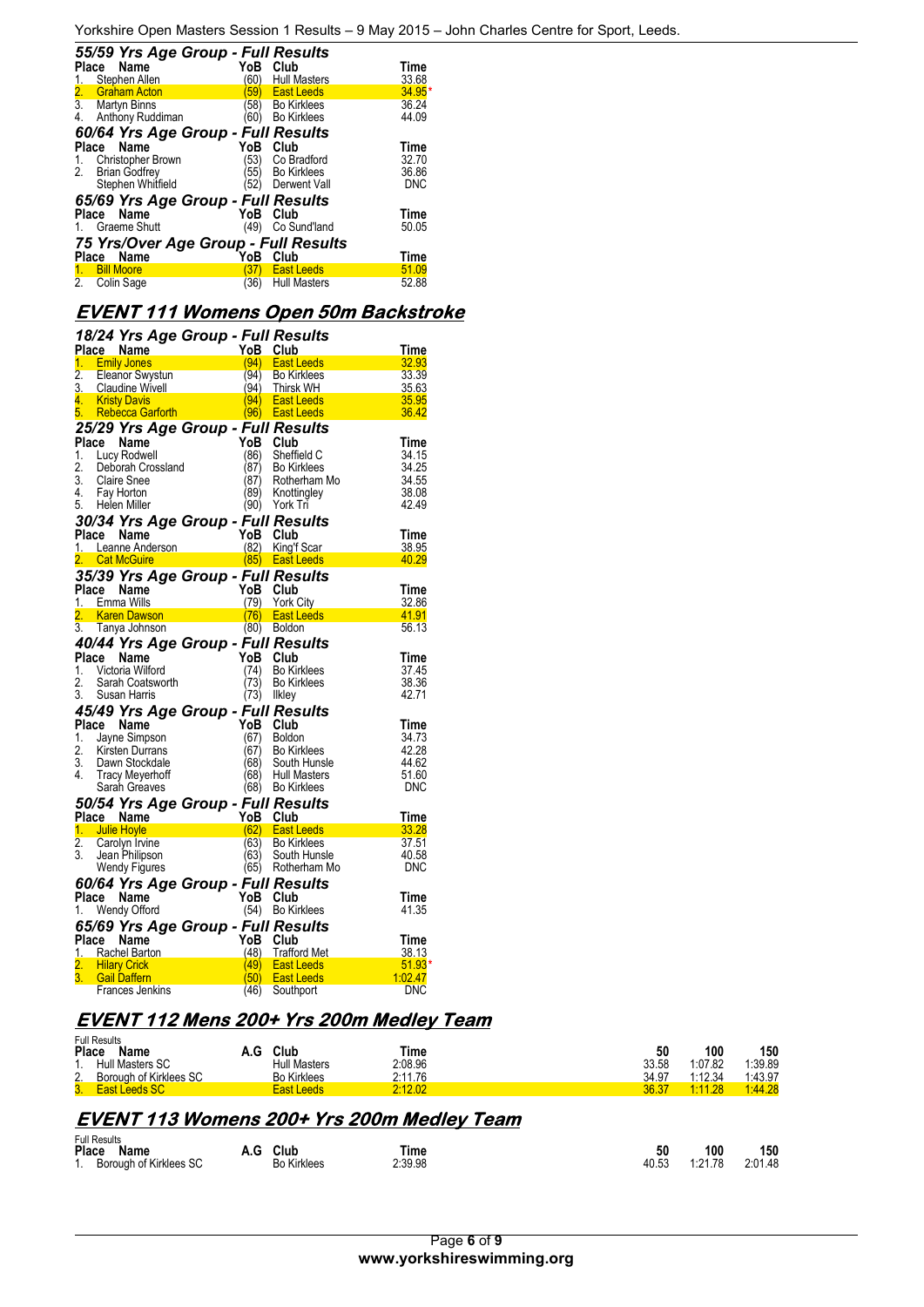### 55/59 Yrs Age Group - Full Results

| Place | Name | YoB | Club | Time |
|---|---|---|---|---|
| 1. | Stephen Allen | (60) | Hull Masters | 33.68 |
| 2. | Graham Acton | (59) | East Leeds | 34.95* |
| 3. | Martyn Binns | (58) | Bo Kirklees | 36.24 |
| 4. | Anthony Ruddiman | (60) | Bo Kirklees | 44.09 |

### 60/64 Yrs Age Group - Full Results

| Place | Name | YoB | Club | Time |
|---|---|---|---|---|
| 1. | Christopher Brown | (53) | Co Bradford | 32.70 |
| 2. | Brian Godfrey | (55) | Bo Kirklees | 36.86 |
| | Stephen Whitfield | (52) | Derwent Vall | DNC |

### 65/69 Yrs Age Group - Full Results

| Place | Name | YoB | Club | Time |
|---|---|---|---|---|
| 1. | Graeme Shutt | (49) | Co Sund'land | 50.05 |

### 75 Yrs/Over Age Group - Full Results

| Place | Name | YoB | Club | Time |
|---|---|---|---|---|
| 1. | Bill Moore | (37) | East Leeds | 51.09 |
| 2. | Colin Sage | (36) | Hull Masters | 52.88 |

## EVENT 111 Womens Open 50m Backstroke

### 18/24 Yrs Age Group - Full Results

| Place | Name | YoB | Club | Time |
|---|---|---|---|---|
| 1. | Emily Jones | (94) | East Leeds | 32.93 |
| 2. | Eleanor Swystun | (94) | Bo Kirklees | 33.39 |
| 3. | Claudine Wivell | (94) | Thirsk WH | 35.63 |
| 4. | Kristy Davis | (94) | East Leeds | 35.95 |
| 5. | Rebecca Garforth | (96) | East Leeds | 36.42 |

### 25/29 Yrs Age Group - Full Results

| Place | Name | YoB | Club | Time |
|---|---|---|---|---|
| 1. | Lucy Rodwell | (86) | Sheffield C | 34.15 |
| 2. | Deborah Crossland | (87) | Bo Kirklees | 34.25 |
| 3. | Claire Snee | (87) | Rotherham Mo | 34.55 |
| 4. | Fay Horton | (89) | Knottingley | 38.08 |
| 5. | Helen Miller | (90) | York Tri | 42.49 |

### 30/34 Yrs Age Group - Full Results

| Place | Name | YoB | Club | Time |
|---|---|---|---|---|
| 1. | Leanne Anderson | (82) | King'f Scar | 38.95 |
| 2. | Cat McGuire | (85) | East Leeds | 40.29 |

### 35/39 Yrs Age Group - Full Results

| Place | Name | YoB | Club | Time |
|---|---|---|---|---|
| 1. | Emma Wills | (79) | York City | 32.86 |
| 2. | Karen Dawson | (76) | East Leeds | 41.91 |
| 3. | Tanya Johnson | (80) | Boldon | 56.13 |

### 40/44 Yrs Age Group - Full Results

| Place | Name | YoB | Club | Time |
|---|---|---|---|---|
| 1. | Victoria Wilford | (74) | Bo Kirklees | 37.45 |
| 2. | Sarah Coatsworth | (73) | Bo Kirklees | 38.36 |
| 3. | Susan Harris | (73) | Ilkley | 42.71 |

### 45/49 Yrs Age Group - Full Results

| Place | Name | YoB | Club | Time |
|---|---|---|---|---|
| 1. | Jayne Simpson | (67) | Boldon | 34.73 |
| 2. | Kirsten Durrans | (67) | Bo Kirklees | 42.28 |
| 3. | Dawn Stockdale | (68) | South Hunsle | 44.62 |
| 4. | Tracy Meyerhoff | (68) | Hull Masters | 51.60 |
| | Sarah Greaves | (68) | Bo Kirklees | DNC |

### 50/54 Yrs Age Group - Full Results

| Place | Name | YoB | Club | Time |
|---|---|---|---|---|
| 1. | Julie Hoyle | (62) | East Leeds | 33.28 |
| 2. | Carolyn Irvine | (63) | Bo Kirklees | 37.51 |
| 3. | Jean Philipson | (63) | South Hunsle | 40.58 |
| | Wendy Figures | (65) | Rotherham Mo | DNC |

### 60/64 Yrs Age Group - Full Results

| Place | Name | YoB | Club | Time |
|---|---|---|---|---|
| 1. | Wendy Offord | (54) | Bo Kirklees | 41.35 |

### 65/69 Yrs Age Group - Full Results

| Place | Name | YoB | Club | Time |
|---|---|---|---|---|
| 1. | Rachel Barton | (48) | Trafford Met | 38.13 |
| 2. | Hilary Crick | (49) | East Leeds | 51.93* |
| 3. | Gail Daffern | (50) | East Leeds | 1:02.47 |
| | Frances Jenkins | (46) | Southport | DNC |

## EVENT 112 Mens 200+ Yrs 200m Medley Team

Full Results

| Place | Name | A.G | Club | Time | 50 | 100 | 150 |
|---|---|---|---|---|---|---|---|
| 1. | Hull Masters SC | | Hull Masters | 2:08.96 | 33.58 | 1:07.82 | 1:39.89 |
| 2. | Borough of Kirklees SC | | Bo Kirklees | 2:11.76 | 34.97 | 1:12.34 | 1:43.97 |
| 3. | East Leeds SC | | East Leeds | 2:12.02 | 36.37 | 1:11.28 | 1:44.28 |

## EVENT 113 Womens 200+ Yrs 200m Medley Team

Full Results

| Place | Name | A.G | Club | Time | 50 | 100 | 150 |
|---|---|---|---|---|---|---|---|
| 1. | Borough of Kirklees SC | | Bo Kirklees | 2:39.98 | 40.53 | 1:21.78 | 2:01.48 |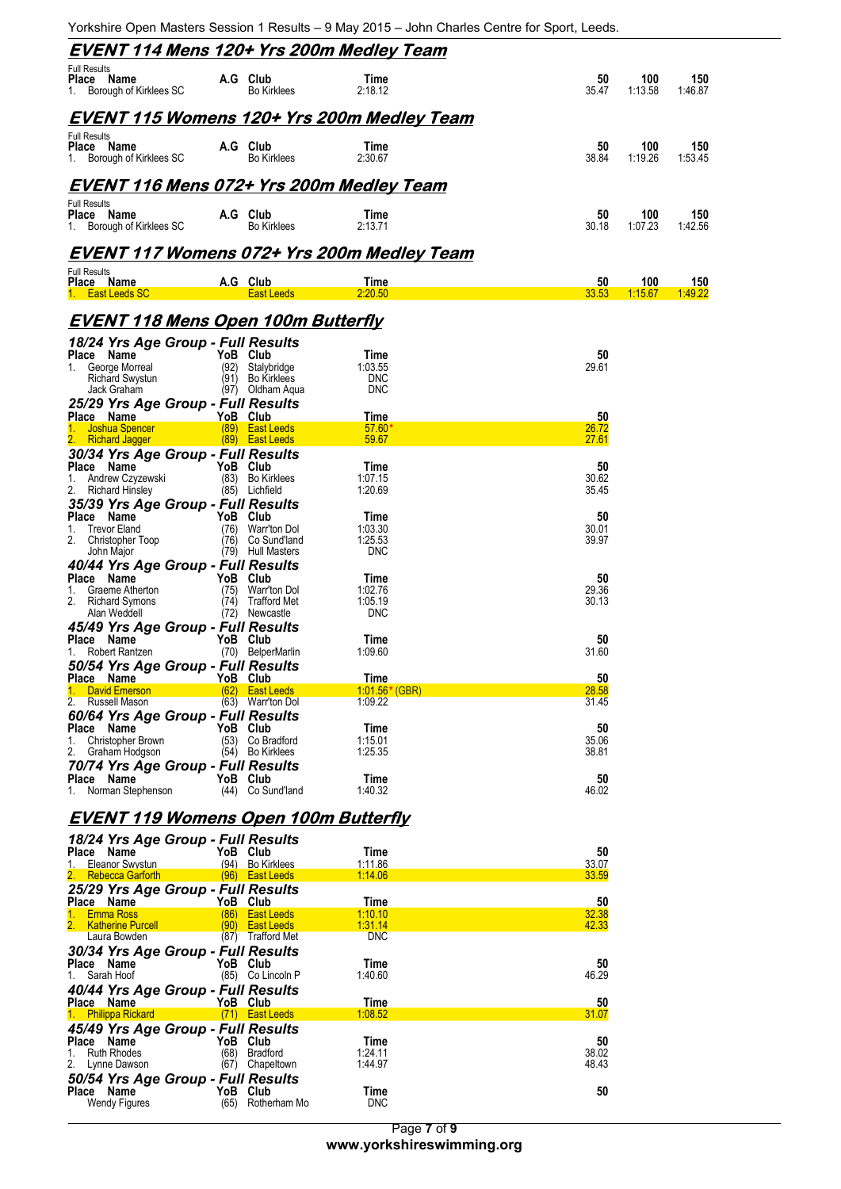## EVENT 114 Mens 120+ Yrs 200m Medley Team

Full Results

| Place | Name | A.G | Club | Time | 50 | 100 | 150 |
|---|---|---|---|---|---|---|---|
| 1. | Borough of Kirklees SC | | Bo Kirklees | 2:18.12 | 35.47 | 1:13.58 | 1:46.87 |

## EVENT 115 Womens 120+ Yrs 200m Medley Team

Full Results

| Place | Name | A.G | Club | Time | 50 | 100 | 150 |
|---|---|---|---|---|---|---|---|
| 1. | Borough of Kirklees SC | | Bo Kirklees | 2:30.67 | 38.84 | 1:19.26 | 1:53.45 |

## EVENT 116 Mens 072+ Yrs 200m Medley Team

Full Results

| Place | Name | A.G | Club | Time | 50 | 100 | 150 |
|---|---|---|---|---|---|---|---|
| 1. | Borough of Kirklees SC | | Bo Kirklees | 2:13.71 | 30.18 | 1:07.23 | 1:42.56 |

## EVENT 117 Womens 072+ Yrs 200m Medley Team

Full Results

| Place | Name | A.G | Club | Time | 50 | 100 | 150 |
|---|---|---|---|---|---|---|---|
| 1. | East Leeds SC | | East Leeds | 2:20.50 | 33.53 | 1:15.67 | 1:49.22 |

## EVENT 118 Mens Open 100m Butterfly

### 18/24 Yrs Age Group - Full Results

| Place | Name | YoB | Club | Time | 50 |
|---|---|---|---|---|---|
| 1. | George Morreal | (92) | Stalybridge | 1:03.55 | 29.61 |
| | Richard Swystun | (91) | Bo Kirklees | DNC | |
| | Jack Graham | (97) | Oldham Aqua | DNC | |

### 25/29 Yrs Age Group - Full Results

| Place | Name | YoB | Club | Time | 50 |
|---|---|---|---|---|---|
| 1. | Joshua Spencer | (89) | East Leeds | 57.60* | 26.72 |
| 2. | Richard Jagger | (89) | East Leeds | 59.67 | 27.61 |

### 30/34 Yrs Age Group - Full Results

| Place | Name | YoB | Club | Time | 50 |
|---|---|---|---|---|---|
| 1. | Andrew Czyzewski | (83) | Bo Kirklees | 1:07.15 | 30.62 |
| 2. | Richard Hinsley | (85) | Lichfield | 1:20.69 | 35.45 |

### 35/39 Yrs Age Group - Full Results

| Place | Name | YoB | Club | Time | 50 |
|---|---|---|---|---|---|
| 1. | Trevor Eland | (76) | Warr'ton Dol | 1:03.30 | 30.01 |
| 2. | Christopher Toop | (76) | Co Sund'land | 1:25.53 | 39.97 |
| | John Major | (79) | Hull Masters | DNC | |

### 40/44 Yrs Age Group - Full Results

| Place | Name | YoB | Club | Time | 50 |
|---|---|---|---|---|---|
| 1. | Graeme Atherton | (75) | Warr'ton Dol | 1:02.76 | 29.36 |
| 2. | Richard Symons | (74) | Trafford Met | 1:05.19 | 30.13 |
| | Alan Weddell | (72) | Newcastle | DNC | |

### 45/49 Yrs Age Group - Full Results

| Place | Name | YoB | Club | Time | 50 |
|---|---|---|---|---|---|
| 1. | Robert Rantzen | (70) | BelperMarlin | 1:09.60 | 31.60 |

### 50/54 Yrs Age Group - Full Results

| Place | Name | YoB | Club | Time | 50 |
|---|---|---|---|---|---|
| 1. | David Emerson | (62) | East Leeds | 1:01.56* (GBR) | 28.58 |
| 2. | Russell Mason | (63) | Warr'ton Dol | 1:09.22 | 31.45 |

### 60/64 Yrs Age Group - Full Results

| Place | Name | YoB | Club | Time | 50 |
|---|---|---|---|---|---|
| 1. | Christopher Brown | (53) | Co Bradford | 1:15.01 | 35.06 |
| 2. | Graham Hodgson | (54) | Bo Kirklees | 1:25.35 | 38.81 |

### 70/74 Yrs Age Group - Full Results

| Place | Name | YoB | Club | Time | 50 |
|---|---|---|---|---|---|
| 1. | Norman Stephenson | (44) | Co Sund'land | 1:40.32 | 46.02 |

## EVENT 119 Womens Open 100m Butterfly

### 18/24 Yrs Age Group - Full Results

| Place | Name | YoB | Club | Time | 50 |
|---|---|---|---|---|---|
| 1. | Eleanor Swystun | (94) | Bo Kirklees | 1:11.86 | 33.07 |
| 2. | Rebecca Garforth | (96) | East Leeds | 1:14.06 | 33.59 |

### 25/29 Yrs Age Group - Full Results

| Place | Name | YoB | Club | Time | 50 |
|---|---|---|---|---|---|
| 1. | Emma Ross | (86) | East Leeds | 1:10.10 | 32.38 |
| 2. | Katherine Purcell | (90) | East Leeds | 1:31.14 | 42.33 |
| | Laura Bowden | (87) | Trafford Met | DNC | |

### 30/34 Yrs Age Group - Full Results

| Place | Name | YoB | Club | Time | 50 |
|---|---|---|---|---|---|
| 1. | Sarah Hoof | (85) | Co Lincoln P | 1:40.60 | 46.29 |

### 40/44 Yrs Age Group - Full Results

| Place | Name | YoB | Club | Time | 50 |
|---|---|---|---|---|---|
| 1. | Philippa Rickard | (71) | East Leeds | 1:08.52 | 31.07 |

### 45/49 Yrs Age Group - Full Results

| Place | Name | YoB | Club | Time | 50 |
|---|---|---|---|---|---|
| 1. | Ruth Rhodes | (68) | Bradford | 1:24.11 | 38.02 |
| 2. | Lynne Dawson | (67) | Chapeltown | 1:44.97 | 48.43 |

### 50/54 Yrs Age Group - Full Results

| Place | Name | YoB | Club | Time | 50 |
|---|---|---|---|---|---|
| | Wendy Figures | (65) | Rotherham Mo | DNC | |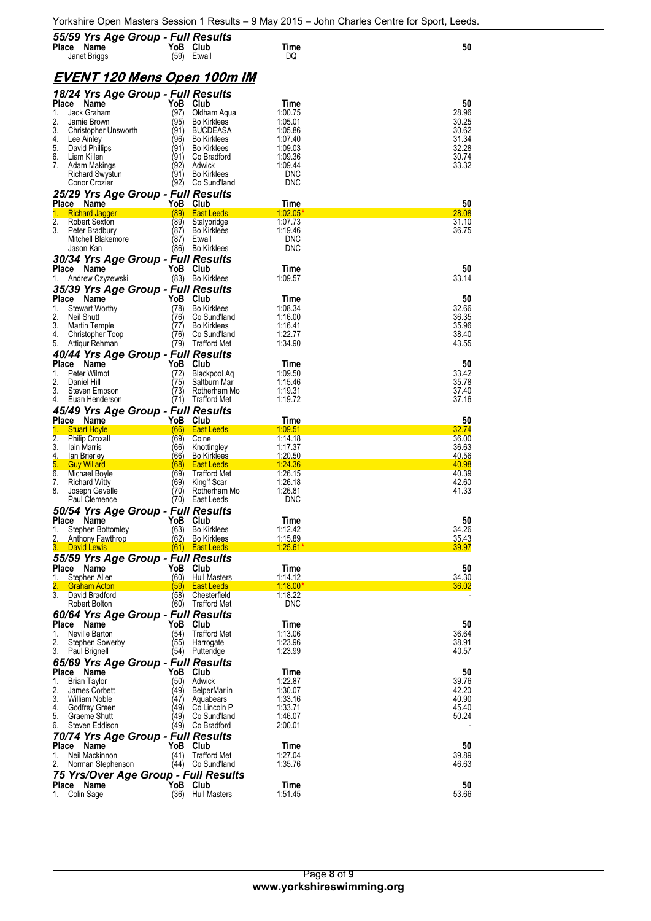### 55/59 Yrs Age Group - Full Results

| Place | Name | YoB | Club | Time | 50 |
|---|---|---|---|---|---|
| | Janet Briggs | (59) | Etwall | DQ | |

## EVENT 120 Mens Open 100m IM

### 18/24 Yrs Age Group - Full Results

| Place | Name | YoB | Club | Time | 50 |
|---|---|---|---|---|---|
| 1. | Jack Graham | (97) | Oldham Aqua | 1:00.75 | 28.96 |
| 2. | Jamie Brown | (95) | Bo Kirklees | 1:05.01 | 30.25 |
| 3. | Christopher Unsworth | (91) | BUCDEASA | 1:05.86 | 30.62 |
| 4. | Lee Ainley | (96) | Bo Kirklees | 1:07.40 | 31.34 |
| 5. | David Phillips | (91) | Bo Kirklees | 1:09.03 | 32.28 |
| 6. | Liam Killen | (91) | Co Bradford | 1:09.36 | 30.74 |
| 7. | Adam Makings | (92) | Adwick | 1:09.44 | 33.32 |
| | Richard Swystun | (91) | Bo Kirklees | DNC | |
| | Conor Crozier | (92) | Co Sund'land | DNC | |

### 25/29 Yrs Age Group - Full Results

| Place | Name | YoB | Club | Time | 50 |
|---|---|---|---|---|---|
| 1. | Richard Jagger | (89) | East Leeds | 1:02.05* | 28.08 |
| 2. | Robert Sexton | (89) | Stalybridge | 1:07.73 | 31.10 |
| 3. | Peter Bradbury | (87) | Bo Kirklees | 1:19.46 | 36.75 |
| | Mitchell Blakemore | (87) | Etwall | DNC | |
| | Jason Kan | (86) | Bo Kirklees | DNC | |

### 30/34 Yrs Age Group - Full Results

| Place | Name | YoB | Club | Time | 50 |
|---|---|---|---|---|---|
| 1. | Andrew Czyzewski | (83) | Bo Kirklees | 1:09.57 | 33.14 |

### 35/39 Yrs Age Group - Full Results

| Place | Name | YoB | Club | Time | 50 |
|---|---|---|---|---|---|
| 1. | Stewart Worthy | (78) | Bo Kirklees | 1:08.34 | 32.66 |
| 2. | Neil Shutt | (76) | Co Sund'land | 1:16.00 | 36.35 |
| 3. | Martin Temple | (77) | Bo Kirklees | 1:16.41 | 35.96 |
| 4. | Christopher Toop | (76) | Co Sund'land | 1:22.77 | 38.40 |
| 5. | Attiqur Rehman | (79) | Trafford Met | 1:34.90 | 43.55 |

### 40/44 Yrs Age Group - Full Results

| Place | Name | YoB | Club | Time | 50 |
|---|---|---|---|---|---|
| 1. | Peter Wilmot | (72) | Blackpool Aq | 1:09.50 | 33.42 |
| 2. | Daniel Hill | (75) | Saltburn Mar | 1:15.46 | 35.78 |
| 3. | Steven Empson | (73) | Rotherham Mo | 1:19.31 | 37.40 |
| 4. | Euan Henderson | (71) | Trafford Met | 1:19.72 | 37.16 |

### 45/49 Yrs Age Group - Full Results

| Place | Name | YoB | Club | Time | 50 |
|---|---|---|---|---|---|
| 1. | Stuart Hoyle | (66) | East Leeds | 1:09.51 | 32.74 |
| 2. | Philip Croxall | (69) | Colne | 1:14.18 | 36.00 |
| 3. | Iain Marris | (66) | Knottingley | 1:17.37 | 36.63 |
| 4. | Ian Brierley | (66) | Bo Kirklees | 1:20.50 | 40.56 |
| 5. | Guy Willard | (68) | East Leeds | 1:24.36 | 40.98 |
| 6. | Michael Boyle | (69) | Trafford Met | 1:26.15 | 40.39 |
| 7. | Richard Witty | (69) | King'f Scar | 1:26.18 | 42.60 |
| 8. | Joseph Gavelle | (70) | Rotherham Mo | 1:26.81 | 41.33 |
| | Paul Clemence | (70) | East Leeds | DNC | |

### 50/54 Yrs Age Group - Full Results

| Place | Name | YoB | Club | Time | 50 |
|---|---|---|---|---|---|
| 1. | Stephen Bottomley | (63) | Bo Kirklees | 1:12.42 | 34.26 |
| 2. | Anthony Fawthrop | (62) | Bo Kirklees | 1:15.89 | 35.43 |
| 3. | David Lewis | (61) | East Leeds | 1:25.61* | 39.97 |

### 55/59 Yrs Age Group - Full Results

| Place | Name | YoB | Club | Time | 50 |
|---|---|---|---|---|---|
| 1. | Stephen Allen | (60) | Hull Masters | 1:14.12 | 34.30 |
| 2. | Graham Acton | (59) | East Leeds | 1:18.00* | 36.02 |
| 3. | David Bradford | (58) | Chesterfield | 1:18.22 | - |
| | Robert Bolton | (60) | Trafford Met | DNC | |

### 60/64 Yrs Age Group - Full Results

| Place | Name | YoB | Club | Time | 50 |
|---|---|---|---|---|---|
| 1. | Neville Barton | (54) | Trafford Met | 1:13.06 | 36.64 |
| 2. | Stephen Sowerby | (55) | Harrogate | 1:23.96 | 38.91 |
| 3. | Paul Brignell | (54) | Putteridge | 1:23.99 | 40.57 |

### 65/69 Yrs Age Group - Full Results

| Place | Name | YoB | Club | Time | 50 |
|---|---|---|---|---|---|
| 1. | Brian Taylor | (50) | Adwick | 1:22.87 | 39.76 |
| 2. | James Corbett | (49) | BelperMarlin | 1:30.07 | 42.20 |
| 3. | William Noble | (47) | Aquabears | 1:33.16 | 40.90 |
| 4. | Godfrey Green | (49) | Co Lincoln P | 1:33.71 | 45.40 |
| 5. | Graeme Shutt | (49) | Co Sund'land | 1:46.07 | 50.24 |
| 6. | Steven Eddison | (49) | Co Bradford | 2:00.01 | - |

### 70/74 Yrs Age Group - Full Results

| Place | Name | YoB | Club | Time | 50 |
|---|---|---|---|---|---|
| 1. | Neil Mackinnon | (41) | Trafford Met | 1:27.04 | 39.89 |
| 2. | Norman Stephenson | (44) | Co Sund'land | 1:35.76 | 46.63 |

### 75 Yrs/Over Age Group - Full Results

| Place | Name | YoB | Club | Time | 50 |
|---|---|---|---|---|---|
| 1. | Colin Sage | (36) | Hull Masters | 1:51.45 | 53.66 |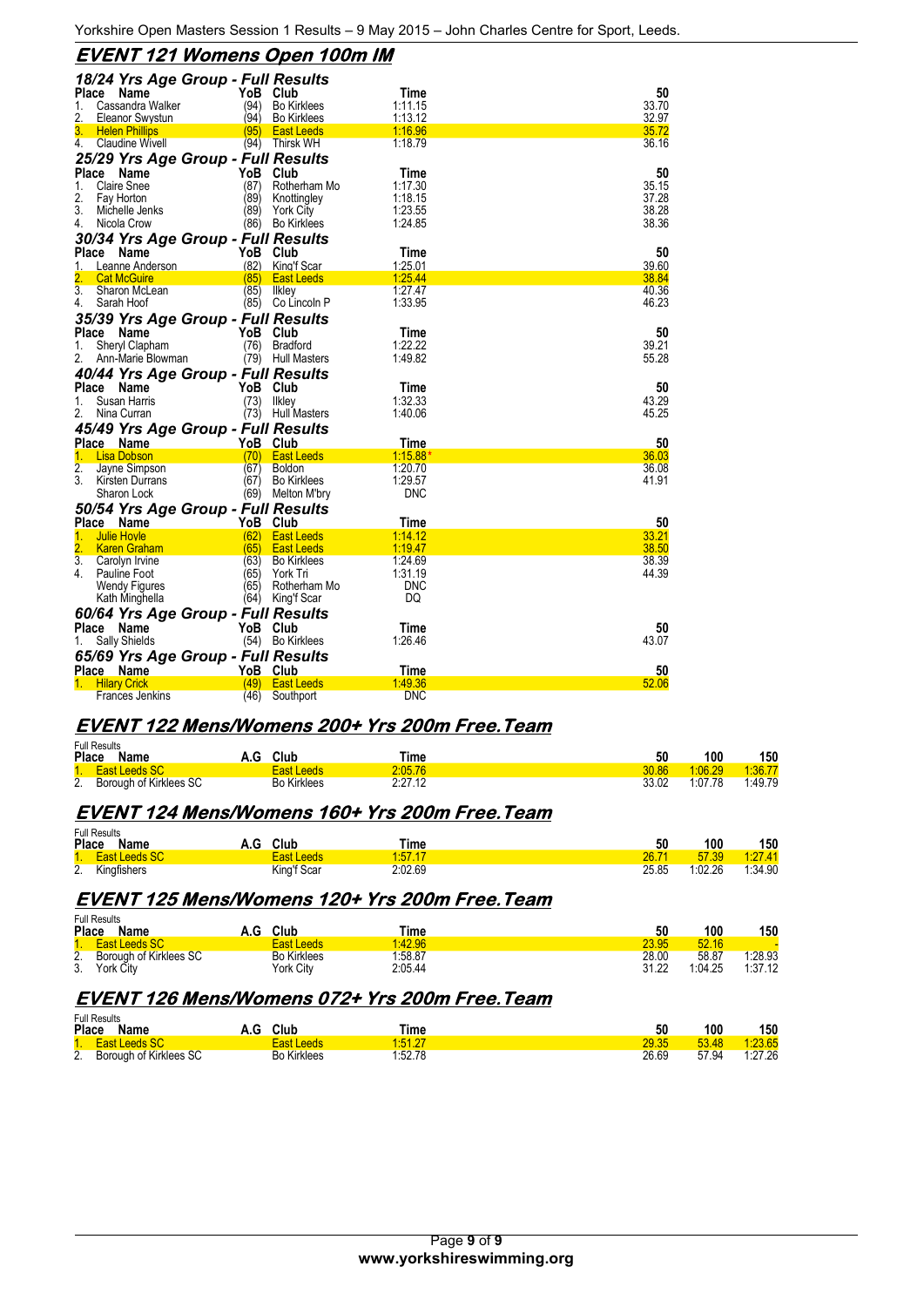## EVENT 121 Womens Open 100m IM

### 18/24 Yrs Age Group - Full Results

| Place | Name | YoB | Club | Time | 50 |
|---|---|---|---|---|---|
| 1. | Cassandra Walker | (94) | Bo Kirklees | 1:11.15 | 33.70 |
| 2. | Eleanor Swystun | (94) | Bo Kirklees | 1:13.12 | 32.97 |
| 3. | Helen Phillips | (95) | East Leeds | 1:16.96 | 35.72 |
| 4. | Claudine Wivell | (94) | Thirsk WH | 1:18.79 | 36.16 |

### 25/29 Yrs Age Group - Full Results

| Place | Name | YoB | Club | Time | 50 |
|---|---|---|---|---|---|
| 1. | Claire Snee | (87) | Rotherham Mo | 1:17.30 | 35.15 |
| 2. | Fay Horton | (89) | Knottingley | 1:18.15 | 37.28 |
| 3. | Michelle Jenks | (89) | York City | 1:23.55 | 38.28 |
| 4. | Nicola Crow | (86) | Bo Kirklees | 1:24.85 | 38.36 |

### 30/34 Yrs Age Group - Full Results

| Place | Name | YoB | Club | Time | 50 |
|---|---|---|---|---|---|
| 1. | Leanne Anderson | (82) | King'f Scar | 1:25.01 | 39.60 |
| 2. | Cat McGuire | (85) | East Leeds | 1:25.44 | 38.84 |
| 3. | Sharon McLean | (85) | Ilkley | 1:27.47 | 40.36 |
| 4. | Sarah Hoof | (85) | Co Lincoln P | 1:33.95 | 46.23 |

### 35/39 Yrs Age Group - Full Results

| Place | Name | YoB | Club | Time | 50 |
|---|---|---|---|---|---|
| 1. | Sheryl Clapham | (76) | Bradford | 1:22.22 | 39.21 |
| 2. | Ann-Marie Blowman | (79) | Hull Masters | 1:49.82 | 55.28 |

### 40/44 Yrs Age Group - Full Results

| Place | Name | YoB | Club | Time | 50 |
|---|---|---|---|---|---|
| 1. | Susan Harris | (73) | Ilkley | 1:32.33 | 43.29 |
| 2. | Nina Curran | (73) | Hull Masters | 1:40.06 | 45.25 |

### 45/49 Yrs Age Group - Full Results

| Place | Name | YoB | Club | Time | 50 |
|---|---|---|---|---|---|
| 1. | Lisa Dobson | (70) | East Leeds | 1:15.88* | 36.03 |
| 2. | Jayne Simpson | (67) | Boldon | 1:20.70 | 36.08 |
| 3. | Kirsten Durrans | (67) | Bo Kirklees | 1:29.57 | 41.91 |
| | Sharon Lock | (69) | Melton M'bry | DNC | |

### 50/54 Yrs Age Group - Full Results

| Place | Name | YoB | Club | Time | 50 |
|---|---|---|---|---|---|
| 1. | Julie Hoyle | (62) | East Leeds | 1:14.12 | 33.21 |
| 2. | Karen Graham | (65) | East Leeds | 1:19.47 | 38.50 |
| 3. | Carolyn Irvine | (63) | Bo Kirklees | 1:24.69 | 38.39 |
| 4. | Pauline Foot | (65) | York Tri | 1:31.19 | 44.39 |
| | Wendy Figures | (65) | Rotherham Mo | DNC | |
| | Kath Minghella | (64) | King'f Scar | DQ | |

### 60/64 Yrs Age Group - Full Results

| Place | Name | YoB | Club | Time | 50 |
|---|---|---|---|---|---|
| 1. | Sally Shields | (54) | Bo Kirklees | 1:26.46 | 43.07 |

### 65/69 Yrs Age Group - Full Results

| Place | Name | YoB | Club | Time | 50 |
|---|---|---|---|---|---|
| 1. | Hilary Crick | (49) | East Leeds | 1:49.36 | 52.06 |
| | Frances Jenkins | (46) | Southport | DNC | |

## EVENT 122 Mens/Womens 200+ Yrs 200m Free.Team

Full Results

| Place | Name | A.G | Club | Time | 50 | 100 | 150 |
|---|---|---|---|---|---|---|---|
| 1. | East Leeds SC | | East Leeds | 2:05.76 | 30.86 | 1:06.29 | 1:36.77 |
| 2. | Borough of Kirklees SC | | Bo Kirklees | 2:27.12 | 33.02 | 1:07.78 | 1:49.79 |

## EVENT 124 Mens/Womens 160+ Yrs 200m Free.Team

Full Results

| Place | Name | A.G | Club | Time | 50 | 100 | 150 |
|---|---|---|---|---|---|---|---|
| 1. | East Leeds SC | | East Leeds | 1:57.17 | 26.71 | 57.39 | 1:27.41 |
| 2. | Kingfishers | | King'f Scar | 2:02.69 | 25.85 | 1:02.26 | 1:34.90 |

## EVENT 125 Mens/Womens 120+ Yrs 200m Free.Team

Full Results

| Place | Name | A.G | Club | Time | 50 | 100 | 150 |
|---|---|---|---|---|---|---|---|
| 1. | East Leeds SC | | East Leeds | 1:42.96 | 23.95 | 52.16 | - |
| 2. | Borough of Kirklees SC | | Bo Kirklees | 1:58.87 | 28.00 | 58.87 | 1:28.93 |
| 3. | York City | | York City | 2:05.44 | 31.22 | 1:04.25 | 1:37.12 |

## EVENT 126 Mens/Womens 072+ Yrs 200m Free.Team

Full Results

| Place | Name | A.G | Club | Time | 50 | 100 | 150 |
|---|---|---|---|---|---|---|---|
| 1. | East Leeds SC | | East Leeds | 1:51.27 | 29.35 | 53.48 | 1:23.65 |
| 2. | Borough of Kirklees SC | | Bo Kirklees | 1:52.78 | 26.69 | 57.94 | 1:27.26 |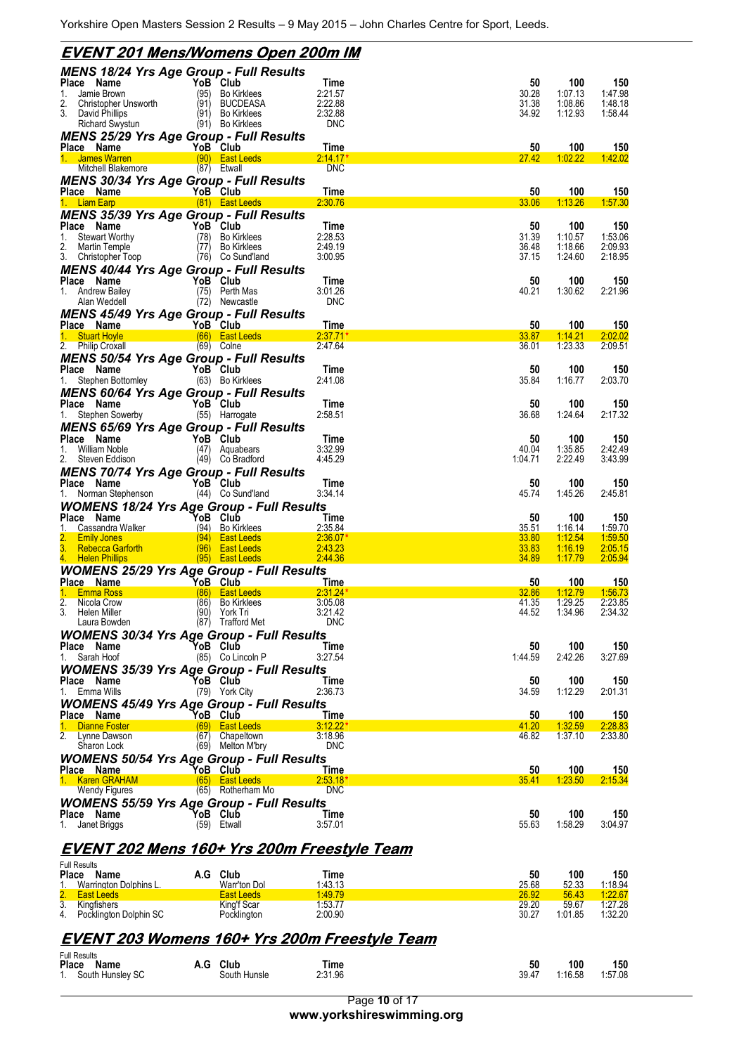# EVENT 201 Mens/Womens Open 200m IM

### MENS 18/24 Yrs Age Group - Full Results

| Place | Name | YoB | Club | Time | 50 | 100 | 150 |
|---|---|---|---|---|---|---|---|
| 1. | Jamie Brown | (95) | Bo Kirklees | 2:21.57 | 30.28 | 1:07.13 | 1:47.98 |
| 2. | Christopher Unsworth | (91) | BUCDEASA | 2:22.88 | 31.38 | 1:08.86 | 1:48.18 |
| 3. | David Phillips | (91) | Bo Kirklees | 2:32.88 | 34.92 | 1:12.93 | 1:58.44 |
| | Richard Swystun | (91) | Bo Kirklees | DNC | | | |

### MENS 25/29 Yrs Age Group - Full Results

| Place | Name | YoB | Club | Time | 50 | 100 | 150 |
|---|---|---|---|---|---|---|---|
| 1. | James Warren | (90) | East Leeds | 2:14.17* | 27.42 | 1:02.22 | 1:42.02 |
| | Mitchell Blakemore | (87) | Etwall | DNC | | | |

### MENS 30/34 Yrs Age Group - Full Results

| Place | Name | YoB | Club | Time | 50 | 100 | 150 |
|---|---|---|---|---|---|---|---|
| 1. | Liam Earp | (81) | East Leeds | 2:30.76 | 33.06 | 1:13.26 | 1:57.30 |

### MENS 35/39 Yrs Age Group - Full Results

| Place | Name | YoB | Club | Time | 50 | 100 | 150 |
|---|---|---|---|---|---|---|---|
| 1. | Stewart Worthy | (78) | Bo Kirklees | 2:28.53 | 31.39 | 1:10.57 | 1:53.06 |
| 2. | Martin Temple | (77) | Bo Kirklees | 2:49.19 | 36.48 | 1:18.66 | 2:09.93 |
| 3. | Christopher Toop | (76) | Co Sund'land | 3:00.95 | 37.15 | 1:24.60 | 2:18.95 |

### MENS 40/44 Yrs Age Group - Full Results

| Place | Name | YoB | Club | Time | 50 | 100 | 150 |
|---|---|---|---|---|---|---|---|
| 1. | Andrew Bailey | (75) | Perth Mas | 3:01.26 | 40.21 | 1:30.62 | 2:21.96 |
| | Alan Weddell | (72) | Newcastle | DNC | | | |

### MENS 45/49 Yrs Age Group - Full Results

| Place | Name | YoB | Club | Time | 50 | 100 | 150 |
|---|---|---|---|---|---|---|---|
| 1. | Stuart Hoyle | (66) | East Leeds | 2:37.71* | 33.87 | 1:14.21 | 2:02.02 |
| 2. | Philip Croxall | (69) | Colne | 2:47.64 | 36.01 | 1:23.33 | 2:09.51 |

### MENS 50/54 Yrs Age Group - Full Results

| Place | Name | YoB | Club | Time | 50 | 100 | 150 |
|---|---|---|---|---|---|---|---|
| 1. | Stephen Bottomley | (63) | Bo Kirklees | 2:41.08 | 35.84 | 1:16.77 | 2:03.70 |

### MENS 60/64 Yrs Age Group - Full Results

| Place | Name | YoB | Club | Time | 50 | 100 | 150 |
|---|---|---|---|---|---|---|---|
| 1. | Stephen Sowerby | (55) | Harrogate | 2:58.51 | 36.68 | 1:24.64 | 2:17.32 |

### MENS 65/69 Yrs Age Group - Full Results

| Place | Name | YoB | Club | Time | 50 | 100 | 150 |
|---|---|---|---|---|---|---|---|
| 1. | William Noble | (47) | Aquabears | 3:32.99 | 40.04 | 1:35.85 | 2:42.49 |
| 2. | Steven Eddison | (49) | Co Bradford | 4:45.29 | 1:04.71 | 2:22.49 | 3:43.99 |

### MENS 70/74 Yrs Age Group - Full Results

| Place | Name | YoB | Club | Time | 50 | 100 | 150 |
|---|---|---|---|---|---|---|---|
| 1. | Norman Stephenson | (44) | Co Sund'land | 3:34.14 | 45.74 | 1:45.26 | 2:45.81 |

### WOMENS 18/24 Yrs Age Group - Full Results

| Place | Name | YoB | Club | Time | 50 | 100 | 150 |
|---|---|---|---|---|---|---|---|
| 1. | Cassandra Walker | (94) | Bo Kirklees | 2:35.84 | 35.51 | 1:16.14 | 1:59.70 |
| 2. | Emily Jones | (94) | East Leeds | 2:36.07* | 33.80 | 1:12.54 | 1:59.50 |
| 3. | Rebecca Garforth | (96) | East Leeds | 2:43.23 | 33.83 | 1:16.19 | 2:05.15 |
| 4. | Helen Phillips | (95) | East Leeds | 2:44.36 | 34.89 | 1:17.79 | 2:05.94 |

### WOMENS 25/29 Yrs Age Group - Full Results

| Place | Name | YoB | Club | Time | 50 | 100 | 150 |
|---|---|---|---|---|---|---|---|
| 1. | Emma Ross | (86) | East Leeds | 2:31.24* | 32.86 | 1:12.79 | 1:56.73 |
| 2. | Nicola Crow | (86) | Bo Kirklees | 3:05.08 | 41.35 | 1:29.25 | 2:23.85 |
| 3. | Helen Miller | (90) | York Tri | 3:21.42 | 44.52 | 1:34.96 | 2:34.32 |
| | Laura Bowden | (87) | Trafford Met | DNC | | | |

### WOMENS 30/34 Yrs Age Group - Full Results

| Place | Name | YoB | Club | Time | 50 | 100 | 150 |
|---|---|---|---|---|---|---|---|
| 1. | Sarah Hoof | (85) | Co Lincoln P | 3:27.54 | 1:44.59 | 2:42.26 | 3:27.69 |

### WOMENS 35/39 Yrs Age Group - Full Results

| Place | Name | YoB | Club | Time | 50 | 100 | 150 |
|---|---|---|---|---|---|---|---|
| 1. | Emma Wills | (79) | York City | 2:36.73 | 34.59 | 1:12.29 | 2:01.31 |

### WOMENS 45/49 Yrs Age Group - Full Results

| Place | Name | YoB | Club | Time | 50 | 100 | 150 |
|---|---|---|---|---|---|---|---|
| 1. | Dianne Foster | (69) | East Leeds | 3:12.22* | 41.20 | 1:32.59 | 2:28.83 |
| 2. | Lynne Dawson | (67) | Chapeltown | 3:18.96 | 46.82 | 1:37.10 | 2:33.80 |
| | Sharon Lock | (69) | Melton M'bry | DNC | | | |

### WOMENS 50/54 Yrs Age Group - Full Results

| Place | Name | YoB | Club | Time | 50 | 100 | 150 |
|---|---|---|---|---|---|---|---|
| 1. | Karen GRAHAM | (65) | East Leeds | 2:53.18* | 35.41 | 1:23.50 | 2:15.34 |
| | Wendy Figures | (65) | Rotherham Mo | DNC | | | |

### WOMENS 55/59 Yrs Age Group - Full Results

| Place | Name | YoB | Club | Time | 50 | 100 | 150 |
|---|---|---|---|---|---|---|---|
| 1. | Janet Briggs | (59) | Etwall | 3:57.01 | 55.63 | 1:58.29 | 3:04.97 |

# EVENT 202 Mens 160+ Yrs 200m Freestyle Team

Full Results

| Place | Name | A.G | Club | Time | 50 | 100 | 150 |
|---|---|---|---|---|---|---|---|
| 1. | Warrington Dolphins L. | | Warr'ton Dol | 1:43.13 | 25.68 | 52.33 | 1:18.94 |
| 2. | East Leeds | | East Leeds | 1:49.79 | 26.92 | 56.43 | 1:22.67 |
| 3. | Kingfishers | | King'f Scar | 1:53.77 | 29.20 | 59.67 | 1:27.28 |
| 4. | Pocklington Dolphin SC | | Pocklington | 2:00.90 | 30.27 | 1:01.85 | 1:32.20 |

# EVENT 203 Womens 160+ Yrs 200m Freestyle Team

Full Results

| Place | Name | A.G | Club | Time | 50 | 100 | 150 |
|---|---|---|---|---|---|---|---|
| 1. | South Hunsley SC | | South Hunsle | 2:31.96 | 39.47 | 1:16.58 | 1:57.08 |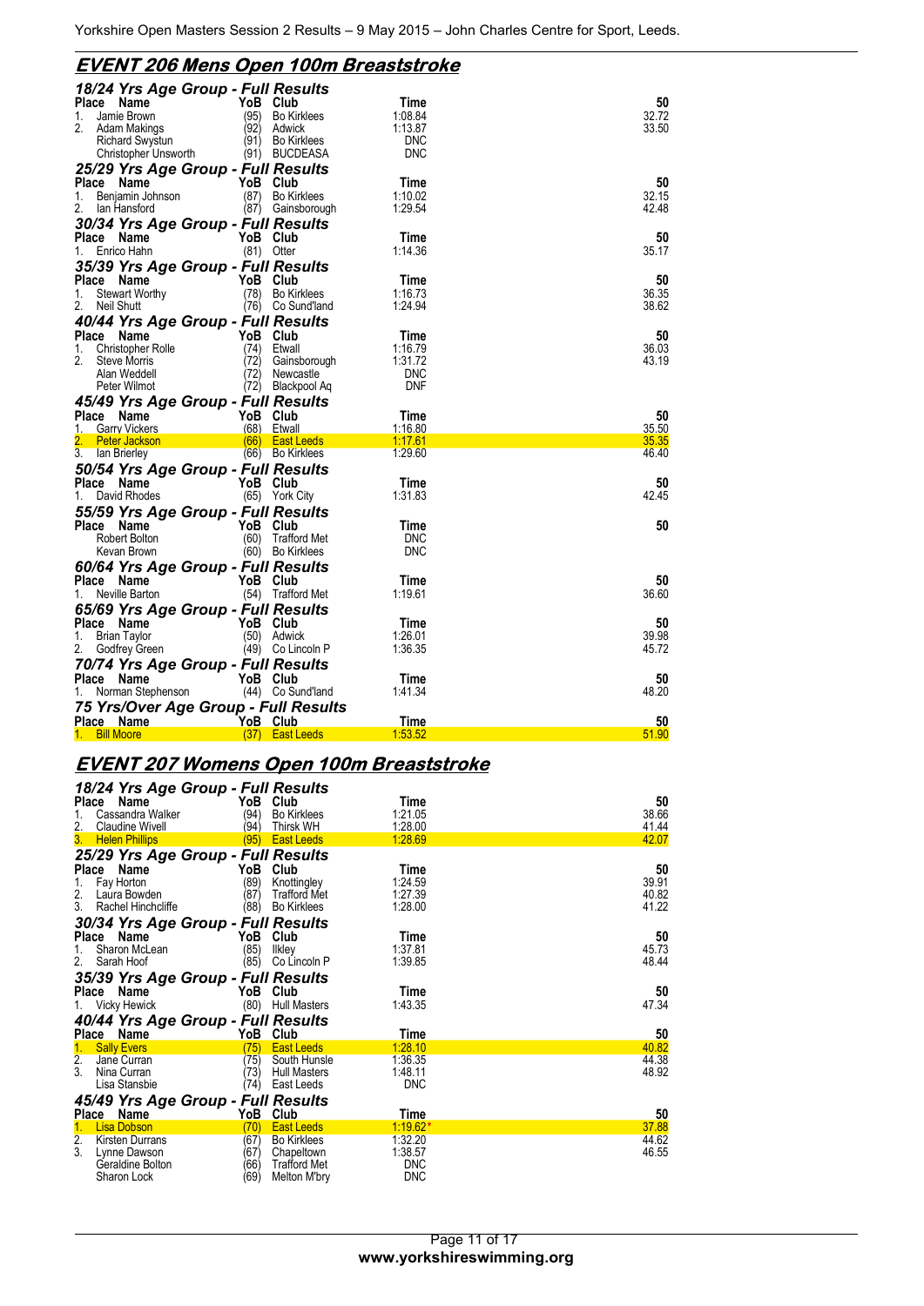## EVENT 206 Mens Open 100m Breaststroke

### 18/24 Yrs Age Group - Full Results

| Place | Name | YoB | Club | Time | 50 |
|---|---|---|---|---|---|
| 1. | Jamie Brown | (95) | Bo Kirklees | 1:08.84 | 32.72 |
| 2. | Adam Makings | (92) | Adwick | 1:13.87 | 33.50 |
| | Richard Swystun | (91) | Bo Kirklees | DNC | |
| | Christopher Unsworth | (91) | BUCDEASA | DNC | |

### 25/29 Yrs Age Group - Full Results

| Place | Name | YoB | Club | Time | 50 |
|---|---|---|---|---|---|
| 1. | Benjamin Johnson | (87) | Bo Kirklees | 1:10.02 | 32.15 |
| 2. | Ian Hansford | (87) | Gainsborough | 1:29.54 | 42.48 |

### 30/34 Yrs Age Group - Full Results

| Place | Name | YoB | Club | Time | 50 |
|---|---|---|---|---|---|
| 1. | Enrico Hahn | (81) | Otter | 1:14.36 | 35.17 |

### 35/39 Yrs Age Group - Full Results

| Place | Name | YoB | Club | Time | 50 |
|---|---|---|---|---|---|
| 1. | Stewart Worthy | (78) | Bo Kirklees | 1:16.73 | 36.35 |
| 2. | Neil Shutt | (76) | Co Sund'land | 1:24.94 | 38.62 |

### 40/44 Yrs Age Group - Full Results

| Place | Name | YoB | Club | Time | 50 |
|---|---|---|---|---|---|
| 1. | Christopher Rolle | (74) | Etwall | 1:16.79 | 36.03 |
| 2. | Steve Morris | (72) | Gainsborough | 1:31.72 | 43.19 |
| | Alan Weddell | (72) | Newcastle | DNC | |
| | Peter Wilmot | (72) | Blackpool Aq | DNF | |

### 45/49 Yrs Age Group - Full Results

| Place | Name | YoB | Club | Time | 50 |
|---|---|---|---|---|---|
| 1. | Garry Vickers | (68) | Etwall | 1:16.80 | 35.50 |
| 2. | Peter Jackson | (66) | East Leeds | 1:17.61 | 35.35 |
| 3. | Ian Brierley | (66) | Bo Kirklees | 1:29.60 | 46.40 |

### 50/54 Yrs Age Group - Full Results

| Place | Name | YoB | Club | Time | 50 |
|---|---|---|---|---|---|
| 1. | David Rhodes | (65) | York City | 1:31.83 | 42.45 |

### 55/59 Yrs Age Group - Full Results

| Place | Name | YoB | Club | Time | 50 |
|---|---|---|---|---|---|
| | Robert Bolton | (60) | Trafford Met | DNC | |
| | Kevan Brown | (60) | Bo Kirklees | DNC | |

### 60/64 Yrs Age Group - Full Results

| Place | Name | YoB | Club | Time | 50 |
|---|---|---|---|---|---|
| 1. | Neville Barton | (54) | Trafford Met | 1:19.61 | 36.60 |

### 65/69 Yrs Age Group - Full Results

| Place | Name | YoB | Club | Time | 50 |
|---|---|---|---|---|---|
| 1. | Brian Taylor | (50) | Adwick | 1:26.01 | 39.98 |
| 2. | Godfrey Green | (49) | Co Lincoln P | 1:36.35 | 45.72 |

### 70/74 Yrs Age Group - Full Results

| Place | Name | YoB | Club | Time | 50 |
|---|---|---|---|---|---|
| 1. | Norman Stephenson | (44) | Co Sund'land | 1:41.34 | 48.20 |

### 75 Yrs/Over Age Group - Full Results

| Place | Name | YoB | Club | Time | 50 |
|---|---|---|---|---|---|
| 1. | Bill Moore | (37) | East Leeds | 1:53.52 | 51.90 |

## EVENT 207 Womens Open 100m Breaststroke

### 18/24 Yrs Age Group - Full Results

| Place | Name | YoB | Club | Time | 50 |
|---|---|---|---|---|---|
| 1. | Cassandra Walker | (94) | Bo Kirklees | 1:21.05 | 38.66 |
| 2. | Claudine Wivell | (94) | Thirsk WH | 1:28.00 | 41.44 |
| 3. | Helen Phillips | (95) | East Leeds | 1:28.69 | 42.07 |

### 25/29 Yrs Age Group - Full Results

| Place | Name | YoB | Club | Time | 50 |
|---|---|---|---|---|---|
| 1. | Fay Horton | (89) | Knottingley | 1:24.59 | 39.91 |
| 2. | Laura Bowden | (87) | Trafford Met | 1:27.39 | 40.82 |
| 3. | Rachel Hinchcliffe | (88) | Bo Kirklees | 1:28.00 | 41.22 |

### 30/34 Yrs Age Group - Full Results

| Place | Name | YoB | Club | Time | 50 |
|---|---|---|---|---|---|
| 1. | Sharon McLean | (85) | Ilkley | 1:37.81 | 45.73 |
| 2. | Sarah Hoof | (85) | Co Lincoln P | 1:39.85 | 48.44 |

### 35/39 Yrs Age Group - Full Results

| Place | Name | YoB | Club | Time | 50 |
|---|---|---|---|---|---|
| 1. | Vicky Hewick | (80) | Hull Masters | 1:43.35 | 47.34 |

### 40/44 Yrs Age Group - Full Results

| Place | Name | YoB | Club | Time | 50 |
|---|---|---|---|---|---|
| 1. | Sally Evers | (75) | East Leeds | 1:28.10 | 40.82 |
| 2. | Jane Curran | (75) | South Hunsle | 1:36.35 | 44.38 |
| 3. | Nina Curran | (73) | Hull Masters | 1:48.11 | 48.92 |
| | Lisa Stansbie | (74) | East Leeds | DNC | |

### 45/49 Yrs Age Group - Full Results

| Place | Name | YoB | Club | Time | 50 |
|---|---|---|---|---|---|
| 1. | Lisa Dobson | (70) | East Leeds | 1:19.62* | 37.88 |
| 2. | Kirsten Durrans | (67) | Bo Kirklees | 1:32.20 | 44.62 |
| 3. | Lynne Dawson | (67) | Chapeltown | 1:38.57 | 46.55 |
| | Geraldine Bolton | (66) | Trafford Met | DNC | |
| | Sharon Lock | (69) | Melton M'bry | DNC | |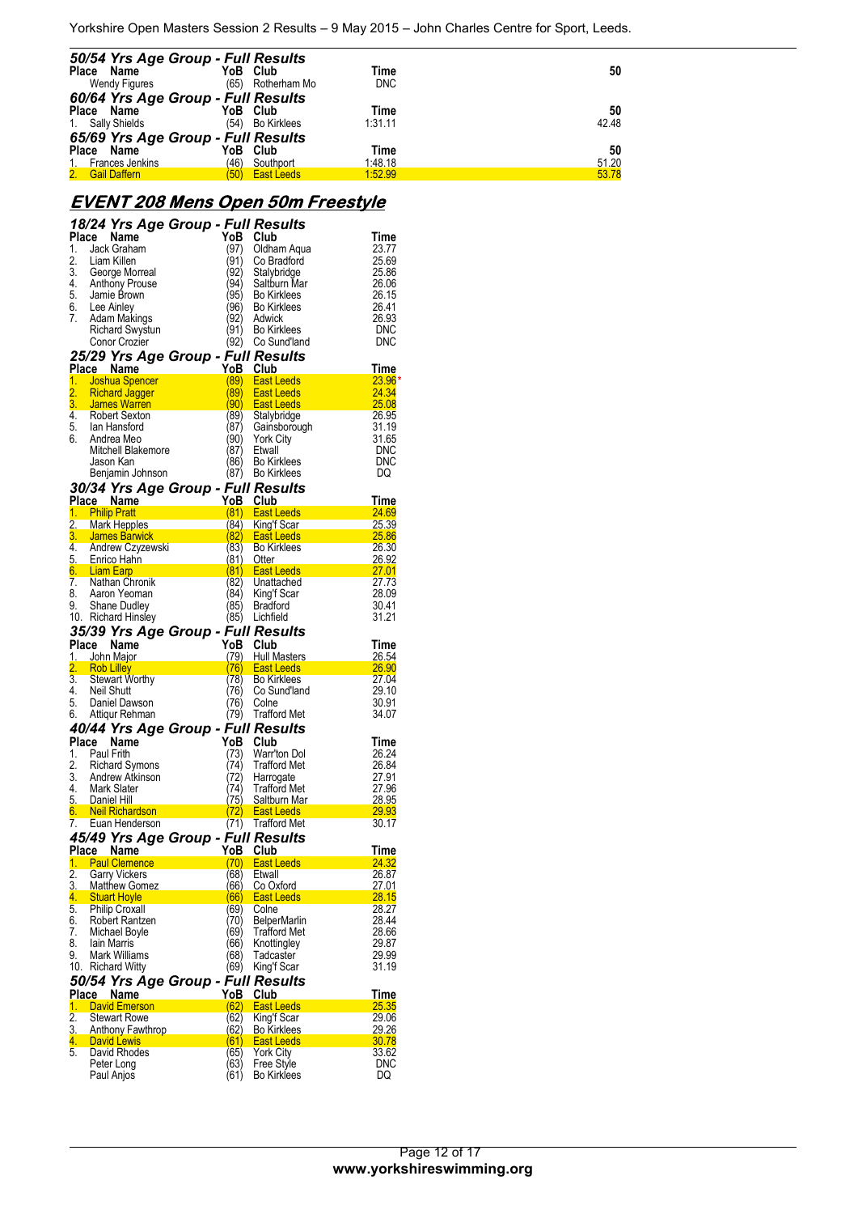### 50/54 Yrs Age Group - Full Results

| Place | Name | YoB | Club | Time | 50 |
|---|---|---|---|---|---|
| | Wendy Figures | (65) | Rotherham Mo | DNC | |

### 60/64 Yrs Age Group - Full Results

| Place | Name | YoB | Club | Time | 50 |
|---|---|---|---|---|---|
| 1. | Sally Shields | (54) | Bo Kirklees | 1:31.11 | 42.48 |

### 65/69 Yrs Age Group - Full Results

| Place | Name | YoB | Club | Time | 50 |
|---|---|---|---|---|---|
| 1. | Frances Jenkins | (46) | Southport | 1:48.18 | 51.20 |
| 2. | Gail Daffern | (50) | East Leeds | 1:52.99 | 53.78 |

## EVENT 208 Mens Open 50m Freestyle

### 18/24 Yrs Age Group - Full Results

| Place | Name | YoB | Club | Time |
|---|---|---|---|---|
| 1. | Jack Graham | (97) | Oldham Aqua | 23.77 |
| 2. | Liam Killen | (91) | Co Bradford | 25.69 |
| 3. | George Morreal | (92) | Stalybridge | 25.86 |
| 4. | Anthony Prouse | (94) | Saltburn Mar | 26.06 |
| 5. | Jamie Brown | (95) | Bo Kirklees | 26.15 |
| 6. | Lee Ainley | (96) | Bo Kirklees | 26.41 |
| 7. | Adam Makings | (92) | Adwick | 26.93 |
| | Richard Swystun | (91) | Bo Kirklees | DNC |
| | Conor Crozier | (92) | Co Sund'land | DNC |

### 25/29 Yrs Age Group - Full Results

| Place | Name | YoB | Club | Time |
|---|---|---|---|---|
| 1. | Joshua Spencer | (89) | East Leeds | 23.96* |
| 2. | Richard Jagger | (89) | East Leeds | 24.34 |
| 3. | James Warren | (90) | East Leeds | 25.08 |
| 4. | Robert Sexton | (89) | Stalybridge | 26.95 |
| 5. | Ian Hansford | (87) | Gainsborough | 31.19 |
| 6. | Andrea Meo | (90) | York City | 31.65 |
| | Mitchell Blakemore | (87) | Etwall | DNC |
| | Jason Kan | (86) | Bo Kirklees | DNC |
| | Benjamin Johnson | (87) | Bo Kirklees | DQ |

### 30/34 Yrs Age Group - Full Results

| Place | Name | YoB | Club | Time |
|---|---|---|---|---|
| 1. | Philip Pratt | (81) | East Leeds | 24.69 |
| 2. | Mark Hepples | (84) | King'f Scar | 25.39 |
| 3. | James Barwick | (82) | East Leeds | 25.86 |
| 4. | Andrew Czyzewski | (83) | Bo Kirklees | 26.30 |
| 5. | Enrico Hahn | (81) | Otter | 26.92 |
| 6. | Liam Earp | (81) | East Leeds | 27.01 |
| 7. | Nathan Chronik | (82) | Unattached | 27.73 |
| 8. | Aaron Yeoman | (84) | King'f Scar | 28.09 |
| 9. | Shane Dudley | (85) | Bradford | 30.41 |
| 10. | Richard Hinsley | (85) | Lichfield | 31.21 |

### 35/39 Yrs Age Group - Full Results

| Place | Name | YoB | Club | Time |
|---|---|---|---|---|
| 1. | John Major | (79) | Hull Masters | 26.54 |
| 2. | Rob Lilley | (76) | East Leeds | 26.90 |
| 3. | Stewart Worthy | (78) | Bo Kirklees | 27.04 |
| 4. | Neil Shutt | (76) | Co Sund'land | 29.10 |
| 5. | Daniel Dawson | (76) | Colne | 30.91 |
| 6. | Attiqur Rehman | (79) | Trafford Met | 34.07 |

### 40/44 Yrs Age Group - Full Results

| Place | Name | YoB | Club | Time |
|---|---|---|---|---|
| 1. | Paul Frith | (73) | Warr'ton Dol | 26.24 |
| 2. | Richard Symons | (74) | Trafford Met | 26.84 |
| 3. | Andrew Atkinson | (72) | Harrogate | 27.91 |
| 4. | Mark Slater | (74) | Trafford Met | 27.96 |
| 5. | Daniel Hill | (75) | Saltburn Mar | 28.95 |
| 6. | Neil Richardson | (72) | East Leeds | 29.93 |
| 7. | Euan Henderson | (71) | Trafford Met | 30.17 |

### 45/49 Yrs Age Group - Full Results

| Place | Name | YoB | Club | Time |
|---|---|---|---|---|
| 1. | Paul Clemence | (70) | East Leeds | 24.32 |
| 2. | Garry Vickers | (68) | Etwall | 26.87 |
| 3. | Matthew Gomez | (66) | Co Oxford | 27.01 |
| 4. | Stuart Hoyle | (66) | East Leeds | 28.15 |
| 5. | Philip Croxall | (69) | Colne | 28.27 |
| 6. | Robert Rantzen | (70) | BelperMarlin | 28.44 |
| 7. | Michael Boyle | (69) | Trafford Met | 28.66 |
| 8. | Iain Marris | (66) | Knottingley | 29.87 |
| 9. | Mark Williams | (68) | Tadcaster | 29.99 |
| 10. | Richard Witty | (69) | King'f Scar | 31.19 |

### 50/54 Yrs Age Group - Full Results

| Place | Name | YoB | Club | Time |
|---|---|---|---|---|
| 1. | David Emerson | (62) | East Leeds | 25.35 |
| 2. | Stewart Rowe | (62) | King'f Scar | 29.06 |
| 3. | Anthony Fawthrop | (62) | Bo Kirklees | 29.26 |
| 4. | David Lewis | (61) | East Leeds | 30.78 |
| 5. | David Rhodes | (65) | York City | 33.62 |
| | Peter Long | (63) | Free Style | DNC |
| | Paul Anjos | (61) | Bo Kirklees | DQ |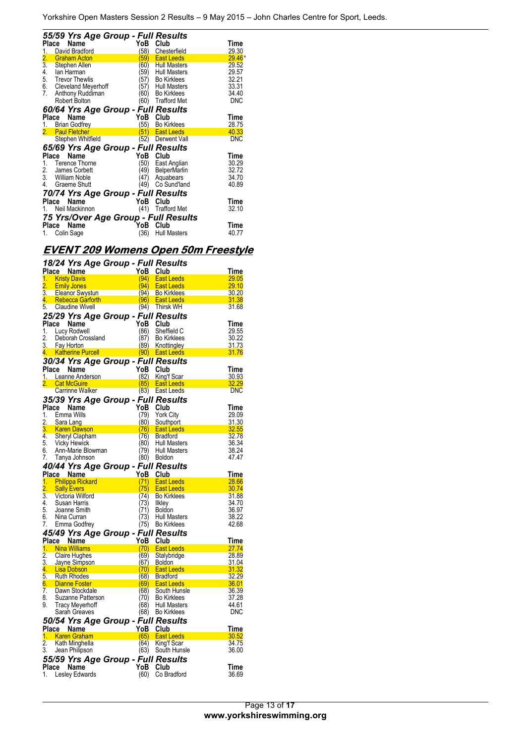### 55/59 Yrs Age Group - Full Results

| Place | Name | YoB | Club | Time |
|---|---|---|---|---|
| 1. | David Bradford | (58) | Chesterfield | 29.30 |
| 2. | Graham Acton | (59) | East Leeds | 29.46* |
| 3. | Stephen Allen | (60) | Hull Masters | 29.52 |
| 4. | Ian Harman | (59) | Hull Masters | 29.57 |
| 5. | Trevor Thewlis | (57) | Bo Kirklees | 32.21 |
| 6. | Cleveland Meyerhoff | (57) | Hull Masters | 33.31 |
| 7. | Anthony Ruddiman | (60) | Bo Kirklees | 34.40 |
| | Robert Bolton | (60) | Trafford Met | DNC |

### 60/64 Yrs Age Group - Full Results

| Place | Name | YoB | Club | Time |
|---|---|---|---|---|
| 1. | Brian Godfrey | (55) | Bo Kirklees | 28.75 |
| 2. | Paul Fletcher | (51) | East Leeds | 40.33 |
| | Stephen Whitfield | (52) | Derwent Vall | DNC |

### 65/69 Yrs Age Group - Full Results

| Place | Name | YoB | Club | Time |
|---|---|---|---|---|
| 1. | Terence Thorne | (50) | East Anglian | 30.29 |
| 2. | James Corbett | (49) | BelperMarlin | 32.72 |
| 3. | William Noble | (47) | Aquabears | 34.70 |
| 4. | Graeme Shutt | (49) | Co Sund'land | 40.89 |

### 70/74 Yrs Age Group - Full Results

| Place | Name | YoB | Club | Time |
|---|---|---|---|---|
| 1. | Neil Mackinnon | (41) | Trafford Met | 32.10 |

### 75 Yrs/Over Age Group - Full Results

| Place | Name | YoB | Club | Time |
|---|---|---|---|---|
| 1. | Colin Sage | (36) | Hull Masters | 40.77 |

## EVENT 209 Womens Open 50m Freestyle

### 18/24 Yrs Age Group - Full Results

| Place | Name | YoB | Club | Time |
|---|---|---|---|---|
| 1. | Kristy Davis | (94) | East Leeds | 29.05 |
| 2. | Emily Jones | (94) | East Leeds | 29.10 |
| 3. | Eleanor Swystun | (94) | Bo Kirklees | 30.20 |
| 4. | Rebecca Garforth | (96) | East Leeds | 31.38 |
| 5. | Claudine Wivell | (94) | Thirsk WH | 31.68 |

### 25/29 Yrs Age Group - Full Results

| Place | Name | YoB | Club | Time |
|---|---|---|---|---|
| 1. | Lucy Rodwell | (86) | Sheffield C | 29.55 |
| 2. | Deborah Crossland | (87) | Bo Kirklees | 30.22 |
| 3. | Fay Horton | (89) | Knottingley | 31.73 |
| 4. | Katherine Purcell | (90) | East Leeds | 31.76 |

### 30/34 Yrs Age Group - Full Results

| Place | Name | YoB | Club | Time |
|---|---|---|---|---|
| 1. | Leanne Anderson | (82) | King'f Scar | 30.93 |
| 2. | Cat McGuire | (85) | East Leeds | 32.29 |
| | Carrinne Walker | (83) | East Leeds | DNC |

### 35/39 Yrs Age Group - Full Results

| Place | Name | YoB | Club | Time |
|---|---|---|---|---|
| 1. | Emma Wills | (79) | York City | 29.09 |
| 2. | Sara Lang | (80) | Southport | 31.30 |
| 3. | Karen Dawson | (76) | East Leeds | 32.55 |
| 4. | Sheryl Clapham | (76) | Bradford | 32.78 |
| 5. | Vicky Hewick | (80) | Hull Masters | 36.34 |
| 6. | Ann-Marie Blowman | (79) | Hull Masters | 38.24 |
| 7. | Tanya Johnson | (80) | Boldon | 47.47 |

### 40/44 Yrs Age Group - Full Results

| Place | Name | YoB | Club | Time |
|---|---|---|---|---|
| 1. | Philippa Rickard | (71) | East Leeds | 28.66 |
| 2. | Sally Evers | (75) | East Leeds | 30.74 |
| 3. | Victoria Wilford | (74) | Bo Kirklees | 31.88 |
| 4. | Susan Harris | (73) | Ilkley | 34.70 |
| 5. | Joanne Smith | (71) | Boldon | 36.97 |
| 6. | Nina Curran | (73) | Hull Masters | 38.22 |
| 7. | Emma Godfrey | (75) | Bo Kirklees | 42.68 |

### 45/49 Yrs Age Group - Full Results

| Place | Name | YoB | Club | Time |
|---|---|---|---|---|
| 1. | Nina Williams | (70) | East Leeds | 27.74 |
| 2. | Claire Hughes | (69) | Stalybridge | 28.89 |
| 3. | Jayne Simpson | (67) | Boldon | 31.04 |
| 4. | Lisa Dobson | (70) | East Leeds | 31.32 |
| 5. | Ruth Rhodes | (68) | Bradford | 32.29 |
| 6. | Dianne Foster | (69) | East Leeds | 36.01 |
| 7. | Dawn Stockdale | (68) | South Hunsle | 36.39 |
| 8. | Suzanne Patterson | (70) | Bo Kirklees | 37.28 |
| 9. | Tracy Meyerhoff | (68) | Hull Masters | 44.61 |
| | Sarah Greaves | (68) | Bo Kirklees | DNC |

### 50/54 Yrs Age Group - Full Results

| Place | Name | YoB | Club | Time |
|---|---|---|---|---|
| 1. | Karen Graham | (65) | East Leeds | 30.52 |
| 2. | Kath Minghella | (64) | King'f Scar | 34.75 |
| 3. | Jean Philipson | (63) | South Hunsle | 36.00 |

### 55/59 Yrs Age Group - Full Results

| Place | Name | YoB | Club | Time |
|---|---|---|---|---|
| 1. | Lesley Edwards | (60) | Co Bradford | 36.69 |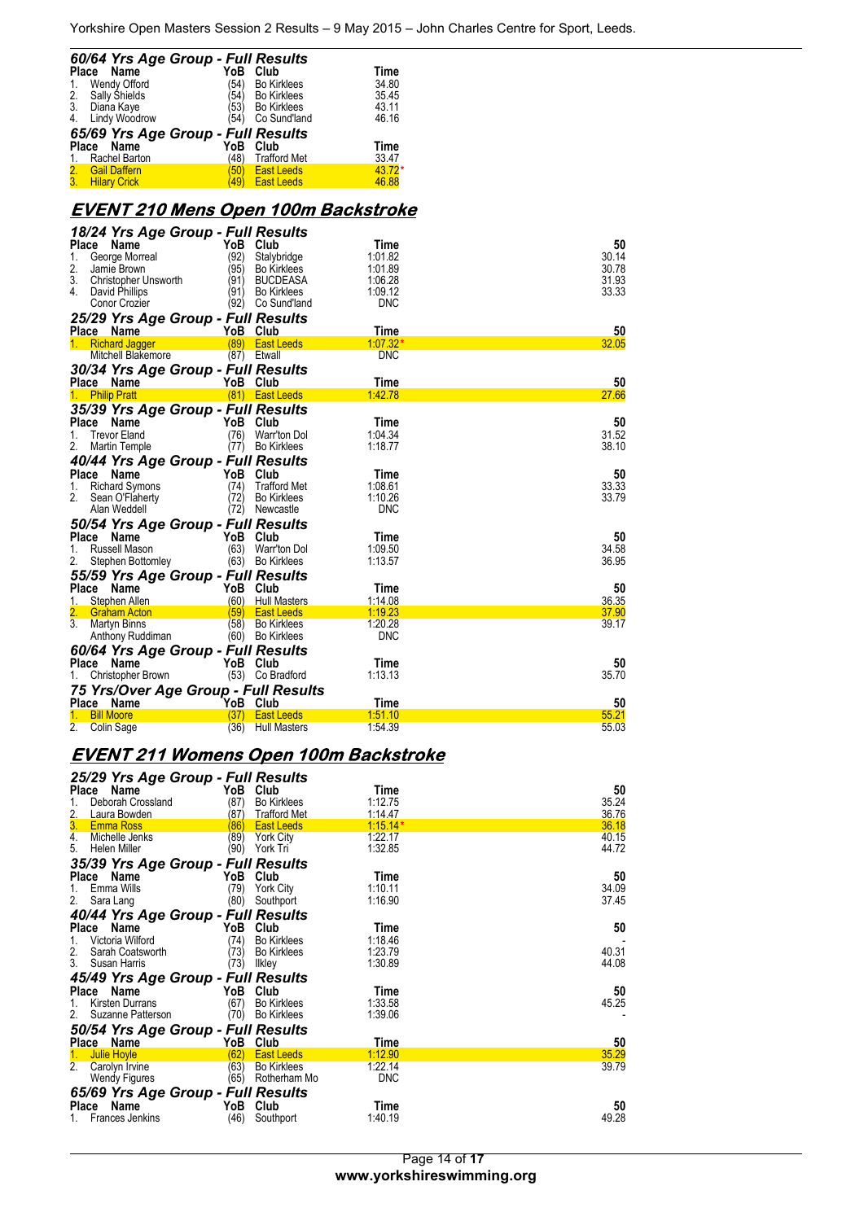### 60/64 Yrs Age Group - Full Results

| Place | Name | YoB | Club | Time |
|---|---|---|---|---|
| 1. | Wendy Offord | (54) | Bo Kirklees | 34.80 |
| 2. | Sally Shields | (54) | Bo Kirklees | 35.45 |
| 3. | Diana Kaye | (53) | Bo Kirklees | 43.11 |
| 4. | Lindy Woodrow | (54) | Co Sund'land | 46.16 |

### 65/69 Yrs Age Group - Full Results

| Place | Name | YoB | Club | Time |
|---|---|---|---|---|
| 1. | Rachel Barton | (48) | Trafford Met | 33.47 |
| 2. | Gail Daffern | (50) | East Leeds | 43.72* |
| 3. | Hilary Crick | (49) | East Leeds | 46.88 |

## EVENT 210 Mens Open 100m Backstroke

### 18/24 Yrs Age Group - Full Results

| Place | Name | YoB | Club | Time | 50 |
|---|---|---|---|---|---|
| 1. | George Morreal | (92) | Stalybridge | 1:01.82 | 30.14 |
| 2. | Jamie Brown | (95) | Bo Kirklees | 1:01.89 | 30.78 |
| 3. | Christopher Unsworth | (91) | BUCDEASA | 1:06.28 | 31.93 |
| 4. | David Phillips | (91) | Bo Kirklees | 1:09.12 | 33.33 |
| | Conor Crozier | (92) | Co Sund'land | DNC | |

### 25/29 Yrs Age Group - Full Results

| Place | Name | YoB | Club | Time | 50 |
|---|---|---|---|---|---|
| 1. | Richard Jagger | (89) | East Leeds | 1:07.32* | 32.05 |
| | Mitchell Blakemore | (87) | Etwall | DNC | |

### 30/34 Yrs Age Group - Full Results

| Place | Name | YoB | Club | Time | 50 |
|---|---|---|---|---|---|
| 1. | Philip Pratt | (81) | East Leeds | 1:42.78 | 27.66 |

### 35/39 Yrs Age Group - Full Results

| Place | Name | YoB | Club | Time | 50 |
|---|---|---|---|---|---|
| 1. | Trevor Eland | (76) | Warr'ton Dol | 1:04.34 | 31.52 |
| 2. | Martin Temple | (77) | Bo Kirklees | 1:18.77 | 38.10 |

### 40/44 Yrs Age Group - Full Results

| Place | Name | YoB | Club | Time | 50 |
|---|---|---|---|---|---|
| 1. | Richard Symons | (74) | Trafford Met | 1:08.61 | 33.33 |
| 2. | Sean O'Flaherty | (72) | Bo Kirklees | 1:10.26 | 33.79 |
| | Alan Weddell | (72) | Newcastle | DNC | |

### 50/54 Yrs Age Group - Full Results

| Place | Name | YoB | Club | Time | 50 |
|---|---|---|---|---|---|
| 1. | Russell Mason | (63) | Warr'ton Dol | 1:09.50 | 34.58 |
| 2. | Stephen Bottomley | (63) | Bo Kirklees | 1:13.57 | 36.95 |

### 55/59 Yrs Age Group - Full Results

| Place | Name | YoB | Club | Time | 50 |
|---|---|---|---|---|---|
| 1. | Stephen Allen | (60) | Hull Masters | 1:14.08 | 36.35 |
| 2. | Graham Acton | (59) | East Leeds | 1:19.23 | 37.90 |
| 3. | Martyn Binns | (58) | Bo Kirklees | 1:20.28 | 39.17 |
| | Anthony Ruddiman | (60) | Bo Kirklees | DNC | |

### 60/64 Yrs Age Group - Full Results

| Place | Name | YoB | Club | Time | 50 |
|---|---|---|---|---|---|
| 1. | Christopher Brown | (53) | Co Bradford | 1:13.13 | 35.70 |

### 75 Yrs/Over Age Group - Full Results

| Place | Name | YoB | Club | Time | 50 |
|---|---|---|---|---|---|
| 1. | Bill Moore | (37) | East Leeds | 1:51.10 | 55.21 |
| 2. | Colin Sage | (36) | Hull Masters | 1:54.39 | 55.03 |

## EVENT 211 Womens Open 100m Backstroke

### 25/29 Yrs Age Group - Full Results

| Place | Name | YoB | Club | Time | 50 |
|---|---|---|---|---|---|
| 1. | Deborah Crossland | (87) | Bo Kirklees | 1:12.75 | 35.24 |
| 2. | Laura Bowden | (87) | Trafford Met | 1:14.47 | 36.76 |
| 3. | Emma Ross | (86) | East Leeds | 1:15.14* | 36.18 |
| 4. | Michelle Jenks | (89) | York City | 1:22.17 | 40.15 |
| 5. | Helen Miller | (90) | York Tri | 1:32.85 | 44.72 |

### 35/39 Yrs Age Group - Full Results

| Place | Name | YoB | Club | Time | 50 |
|---|---|---|---|---|---|
| 1. | Emma Wills | (79) | York City | 1:10.11 | 34.09 |
| 2. | Sara Lang | (80) | Southport | 1:16.90 | 37.45 |

### 40/44 Yrs Age Group - Full Results

| Place | Name | YoB | Club | Time | 50 |
|---|---|---|---|---|---|
| 1. | Victoria Wilford | (74) | Bo Kirklees | 1:18.46 | - |
| 2. | Sarah Coatsworth | (73) | Bo Kirklees | 1:23.79 | 40.31 |
| 3. | Susan Harris | (73) | Ilkley | 1:30.89 | 44.08 |

### 45/49 Yrs Age Group - Full Results

| Place | Name | YoB | Club | Time | 50 |
|---|---|---|---|---|---|
| 1. | Kirsten Durrans | (67) | Bo Kirklees | 1:33.58 | 45.25 |
| 2. | Suzanne Patterson | (70) | Bo Kirklees | 1:39.06 | - |

### 50/54 Yrs Age Group - Full Results

| Place | Name | YoB | Club | Time | 50 |
|---|---|---|---|---|---|
| 1. | Julie Hoyle | (62) | East Leeds | 1:12.90 | 35.29 |
| 2. | Carolyn Irvine | (63) | Bo Kirklees | 1:22.14 | 39.79 |
| | Wendy Figures | (65) | Rotherham Mo | DNC | |

### 65/69 Yrs Age Group - Full Results

| Place | Name | YoB | Club | Time | 50 |
|---|---|---|---|---|---|
| 1. | Frances Jenkins | (46) | Southport | 1:40.19 | 49.28 |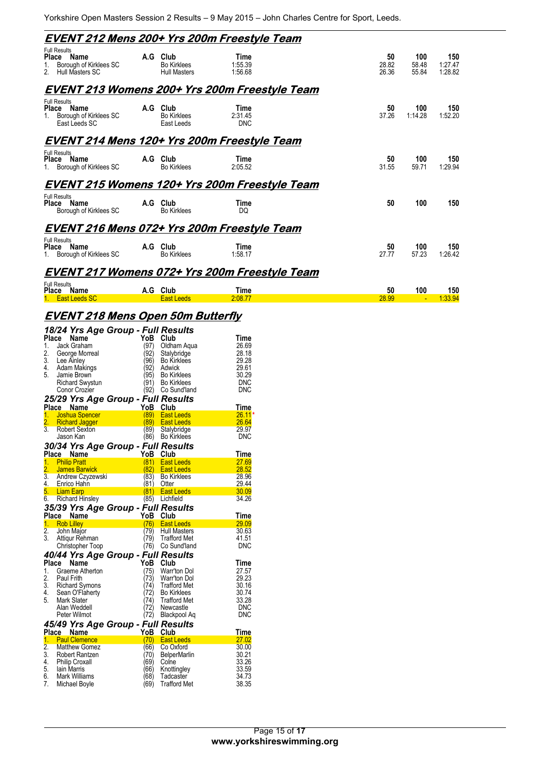Yorkshire Open Masters Session 2 Results – 9 May 2015 – John Charles Centre for Sport, Leeds.

## EVENT 212 Mens 200+ Yrs 200m Freestyle Team

Full Results

| Place | Name | A.G | Club | Time | 50 | 100 | 150 |
|---|---|---|---|---|---|---|---|
| 1. | Borough of Kirklees SC | | Bo Kirklees | 1:55.39 | 28.82 | 58.48 | 1:27.47 |
| 2. | Hull Masters SC | | Hull Masters | 1:56.68 | 26.36 | 55.84 | 1:28.82 |

## EVENT 213 Womens 200+ Yrs 200m Freestyle Team

Full Results

| Place | Name | A.G | Club | Time | 50 | 100 | 150 |
|---|---|---|---|---|---|---|---|
| 1. | Borough of Kirklees SC | | Bo Kirklees | 2:31.45 | 37.26 | 1:14.28 | 1:52.20 |
| | East Leeds SC | | East Leeds | DNC | | | |

## EVENT 214 Mens 120+ Yrs 200m Freestyle Team

Full Results

| Place | Name | A.G | Club | Time | 50 | 100 | 150 |
|---|---|---|---|---|---|---|---|
| 1. | Borough of Kirklees SC | | Bo Kirklees | 2:05.52 | 31.55 | 59.71 | 1:29.94 |

## EVENT 215 Womens 120+ Yrs 200m Freestyle Team

Full Results

| Place | Name | A.G | Club | Time | 50 | 100 | 150 |
|---|---|---|---|---|---|---|---|
| | Borough of Kirklees SC | | Bo Kirklees | DQ | | | |

## EVENT 216 Mens 072+ Yrs 200m Freestyle Team

Full Results

| Place | Name | A.G | Club | Time | 50 | 100 | 150 |
|---|---|---|---|---|---|---|---|
| 1. | Borough of Kirklees SC | | Bo Kirklees | 1:58.17 | 27.77 | 57.23 | 1:26.42 |

## EVENT 217 Womens 072+ Yrs 200m Freestyle Team

Full Results

| Place | Name | A.G | Club | Time | 50 | 100 | 150 |
|---|---|---|---|---|---|---|---|
| 1. | East Leeds SC | | East Leeds | 2:08.77 | 28.99 | - | 1:33.94 |

## EVENT 218 Mens Open 50m Butterfly

### 18/24 Yrs Age Group - Full Results

| Place | Name | YoB | Club | Time |
|---|---|---|---|---|
| 1. | Jack Graham | (97) | Oldham Aqua | 26.69 |
| 2. | George Morreal | (92) | Stalybridge | 28.18 |
| 3. | Lee Ainley | (96) | Bo Kirklees | 29.28 |
| 4. | Adam Makings | (92) | Adwick | 29.61 |
| 5. | Jamie Brown | (95) | Bo Kirklees | 30.29 |
| | Richard Swystun | (91) | Bo Kirklees | DNC |
| | Conor Crozier | (92) | Co Sund'land | DNC |

### 25/29 Yrs Age Group - Full Results

| Place | Name | YoB | Club | Time |
|---|---|---|---|---|
| 1. | Joshua Spencer | (89) | East Leeds | 26.11* |
| 2. | Richard Jagger | (89) | East Leeds | 26.64 |
| 3. | Robert Sexton | (89) | Stalybridge | 29.97 |
| | Jason Kan | (86) | Bo Kirklees | DNC |

### 30/34 Yrs Age Group - Full Results

| Place | Name | YoB | Club | Time |
|---|---|---|---|---|
| 1. | Philip Pratt | (81) | East Leeds | 27.69 |
| 2. | James Barwick | (82) | East Leeds | 28.52 |
| 3. | Andrew Czyzewski | (83) | Bo Kirklees | 28.96 |
| 4. | Enrico Hahn | (81) | Otter | 29.44 |
| 5. | Liam Earp | (81) | East Leeds | 30.09 |
| 6. | Richard Hinsley | (85) | Lichfield | 34.26 |

### 35/39 Yrs Age Group - Full Results

| Place | Name | YoB | Club | Time |
|---|---|---|---|---|
| 1. | Rob Lilley | (76) | East Leeds | 29.09 |
| 2. | John Major | (79) | Hull Masters | 30.63 |
| 3. | Attiqur Rehman | (79) | Trafford Met | 41.51 |
| | Christopher Toop | (76) | Co Sund'land | DNC |

### 40/44 Yrs Age Group - Full Results

| Place | Name | YoB | Club | Time |
|---|---|---|---|---|
| 1. | Graeme Atherton | (75) | Warr'ton Dol | 27.57 |
| 2. | Paul Frith | (73) | Warr'ton Dol | 29.23 |
| 3. | Richard Symons | (74) | Trafford Met | 30.16 |
| 4. | Sean O'Flaherty | (72) | Bo Kirklees | 30.74 |
| 5. | Mark Slater | (74) | Trafford Met | 33.28 |
| | Alan Weddell | (72) | Newcastle | DNC |
| | Peter Wilmot | (72) | Blackpool Aq | DNC |

### 45/49 Yrs Age Group - Full Results

| Place | Name | YoB | Club | Time |
|---|---|---|---|---|
| 1. | Paul Clemence | (70) | East Leeds | 27.02 |
| 2. | Matthew Gomez | (66) | Co Oxford | 30.00 |
| 3. | Robert Rantzen | (70) | BelperMarlin | 30.21 |
| 4. | Philip Croxall | (69) | Colne | 33.26 |
| 5. | Iain Marris | (66) | Knottingley | 33.59 |
| 6. | Mark Williams | (68) | Tadcaster | 34.73 |
| 7. | Michael Boyle | (69) | Trafford Met | 38.35 |

www.yorkshireswimming.org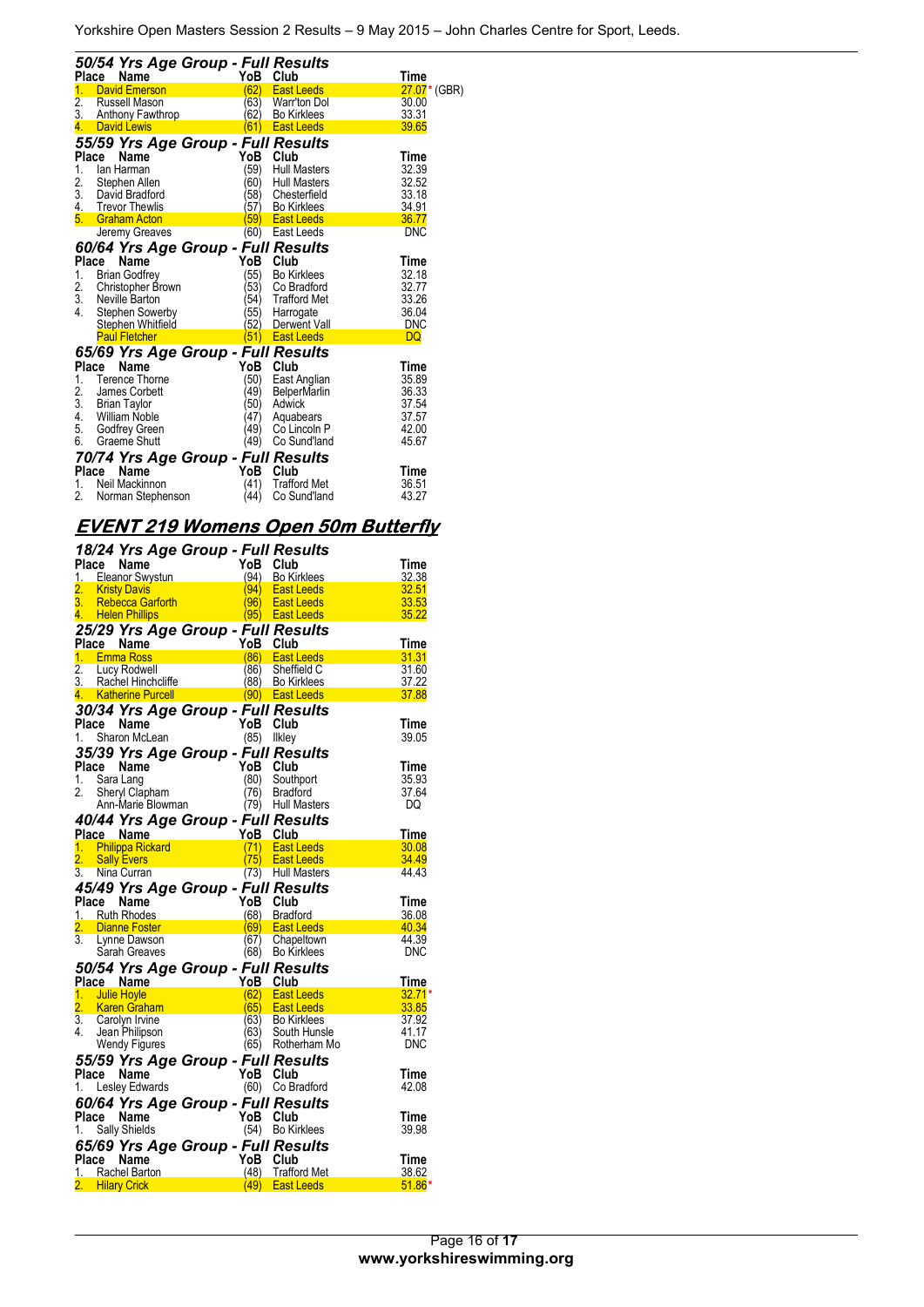### 50/54 Yrs Age Group - Full Results

| Place | Name | YoB | Club | Time |
|---|---|---|---|---|
| 1. | David Emerson | (62) | East Leeds | 27.07 * (GBR) |
| 2. | Russell Mason | (63) | Warr'ton Dol | 30.00 |
| 3. | Anthony Fawthrop | (62) | Bo Kirklees | 33.31 |
| 4. | David Lewis | (61) | East Leeds | 39.65 |

### 55/59 Yrs Age Group - Full Results

| Place | Name | YoB | Club | Time |
|---|---|---|---|---|
| 1. | Ian Harman | (59) | Hull Masters | 32.39 |
| 2. | Stephen Allen | (60) | Hull Masters | 32.52 |
| 3. | David Bradford | (58) | Chesterfield | 33.18 |
| 4. | Trevor Thewlis | (57) | Bo Kirklees | 34.91 |
| 5. | Graham Acton | (59) | East Leeds | 36.77 |
| | Jeremy Greaves | (60) | East Leeds | DNC |

### 60/64 Yrs Age Group - Full Results

| Place | Name | YoB | Club | Time |
|---|---|---|---|---|
| 1. | Brian Godfrey | (55) | Bo Kirklees | 32.18 |
| 2. | Christopher Brown | (53) | Co Bradford | 32.77 |
| 3. | Neville Barton | (54) | Trafford Met | 33.26 |
| 4. | Stephen Sowerby | (55) | Harrogate | 36.04 |
| | Stephen Whitfield | (52) | Derwent Vall | DNC |
| | Paul Fletcher | (51) | East Leeds | DQ |

### 65/69 Yrs Age Group - Full Results

| Place | Name | YoB | Club | Time |
|---|---|---|---|---|
| 1. | Terence Thorne | (50) | East Anglian | 35.89 |
| 2. | James Corbett | (49) | BelperMarlin | 36.33 |
| 3. | Brian Taylor | (50) | Adwick | 37.54 |
| 4. | William Noble | (47) | Aquabears | 37.57 |
| 5. | Godfrey Green | (49) | Co Lincoln P | 42.00 |
| 6. | Graeme Shutt | (49) | Co Sund'land | 45.67 |

### 70/74 Yrs Age Group - Full Results

| Place | Name | YoB | Club | Time |
|---|---|---|---|---|
| 1. | Neil Mackinnon | (41) | Trafford Met | 36.51 |
| 2. | Norman Stephenson | (44) | Co Sund'land | 43.27 |

## EVENT 219 Womens Open 50m Butterfly

### 18/24 Yrs Age Group - Full Results

| Place | Name | YoB | Club | Time |
|---|---|---|---|---|
| 1. | Eleanor Swystun | (94) | Bo Kirklees | 32.38 |
| 2. | Kristy Davis | (94) | East Leeds | 32.51 |
| 3. | Rebecca Garforth | (96) | East Leeds | 33.53 |
| 4. | Helen Phillips | (95) | East Leeds | 35.22 |

### 25/29 Yrs Age Group - Full Results

| Place | Name | YoB | Club | Time |
|---|---|---|---|---|
| 1. | Emma Ross | (86) | East Leeds | 31.31 |
| 2. | Lucy Rodwell | (86) | Sheffield C | 31.60 |
| 3. | Rachel Hinchcliffe | (88) | Bo Kirklees | 37.22 |
| 4. | Katherine Purcell | (90) | East Leeds | 37.88 |

### 30/34 Yrs Age Group - Full Results

| Place | Name | YoB | Club | Time |
|---|---|---|---|---|
| 1. | Sharon McLean | (85) | Ilkley | 39.05 |

### 35/39 Yrs Age Group - Full Results

| Place | Name | YoB | Club | Time |
|---|---|---|---|---|
| 1. | Sara Lang | (80) | Southport | 35.93 |
| 2. | Sheryl Clapham | (76) | Bradford | 37.64 |
| | Ann-Marie Blowman | (79) | Hull Masters | DQ |

### 40/44 Yrs Age Group - Full Results

| Place | Name | YoB | Club | Time |
|---|---|---|---|---|
| 1. | Philippa Rickard | (71) | East Leeds | 30.08 |
| 2. | Sally Evers | (75) | East Leeds | 34.49 |
| 3. | Nina Curran | (73) | Hull Masters | 44.43 |

### 45/49 Yrs Age Group - Full Results

| Place | Name | YoB | Club | Time |
|---|---|---|---|---|
| 1. | Ruth Rhodes | (68) | Bradford | 36.08 |
| 2. | Dianne Foster | (69) | East Leeds | 40.34 |
| 3. | Lynne Dawson | (67) | Chapeltown | 44.39 |
| | Sarah Greaves | (68) | Bo Kirklees | DNC |

### 50/54 Yrs Age Group - Full Results

| Place | Name | YoB | Club | Time |
|---|---|---|---|---|
| 1. | Julie Hoyle | (62) | East Leeds | 32.71 * |
| 2. | Karen Graham | (65) | East Leeds | 33.85 |
| 3. | Carolyn Irvine | (63) | Bo Kirklees | 37.92 |
| 4. | Jean Philipson | (63) | South Hunsle | 41.17 |
| | Wendy Figures | (65) | Rotherham Mo | DNC |

### 55/59 Yrs Age Group - Full Results

| Place | Name | YoB | Club | Time |
|---|---|---|---|---|
| 1. | Lesley Edwards | (60) | Co Bradford | 42.08 |

### 60/64 Yrs Age Group - Full Results

| Place | Name | YoB | Club | Time |
|---|---|---|---|---|
| 1. | Sally Shields | (54) | Bo Kirklees | 39.98 |

### 65/69 Yrs Age Group - Full Results

| Place | Name | YoB | Club | Time |
|---|---|---|---|---|
| 1. | Rachel Barton | (48) | Trafford Met | 38.62 |
| 2. | Hilary Crick | (49) | East Leeds | 51.86 * |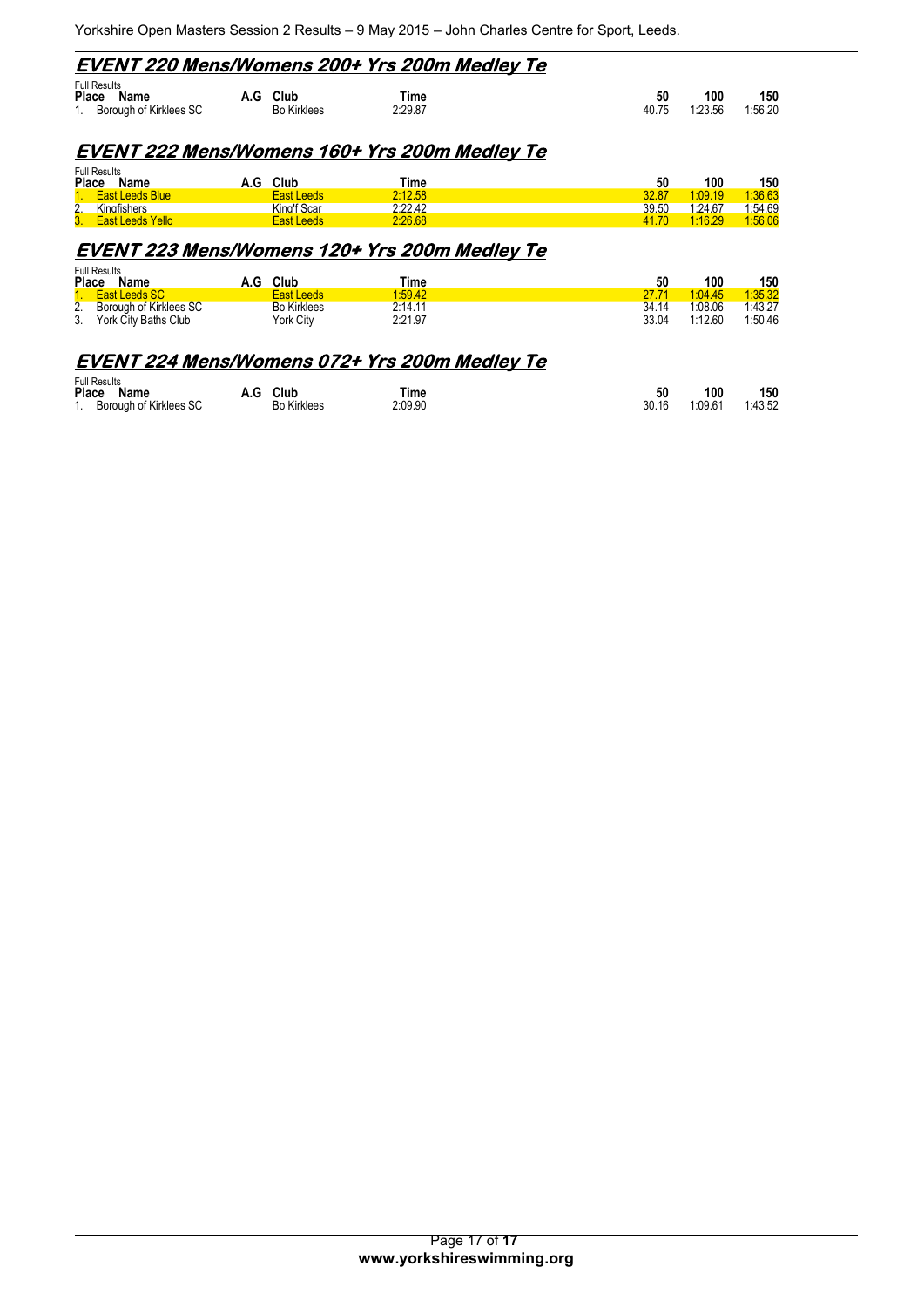## EVENT 220 Mens/Womens 200+ Yrs 200m Medley Te

Full Results

| Place | Name | A.G | Club | Time | 50 | 100 | 150 |
|---|---|---|---|---|---|---|---|
| 1. | Borough of Kirklees SC | | Bo Kirklees | 2:29.87 | 40.75 | 1:23.56 | 1:56.20 |

## EVENT 222 Mens/Womens 160+ Yrs 200m Medley Te

Full Results

| Place | Name | A.G | Club | Time | 50 | 100 | 150 |
|---|---|---|---|---|---|---|---|
| 1. | East Leeds Blue | | East Leeds | 2:12.58 | 32.87 | 1:09.19 | 1:36.63 |
| 2. | Kingfishers | | King'f Scar | 2:22.42 | 39.50 | 1:24.67 | 1:54.69 |
| 3. | East Leeds Yello | | East Leeds | 2:26.68 | 41.70 | 1:16.29 | 1:56.06 |

## EVENT 223 Mens/Womens 120+ Yrs 200m Medley Te

Full Results

| Place | Name | A.G | Club | Time | 50 | 100 | 150 |
|---|---|---|---|---|---|---|---|
| 1. | East Leeds SC | | East Leeds | 1:59.42 | 27.71 | 1:04.45 | 1:35.32 |
| 2. | Borough of Kirklees SC | | Bo Kirklees | 2:14.11 | 34.14 | 1:08.06 | 1:43.27 |
| 3. | York City Baths Club | | York City | 2:21.97 | 33.04 | 1:12.60 | 1:50.46 |

## EVENT 224 Mens/Womens 072+ Yrs 200m Medley Te

Full Results

| Place | Name | A.G | Club | Time | 50 | 100 | 150 |
|---|---|---|---|---|---|---|---|
| 1. | Borough of Kirklees SC | | Bo Kirklees | 2:09.90 | 30.16 | 1:09.61 | 1:43.52 |